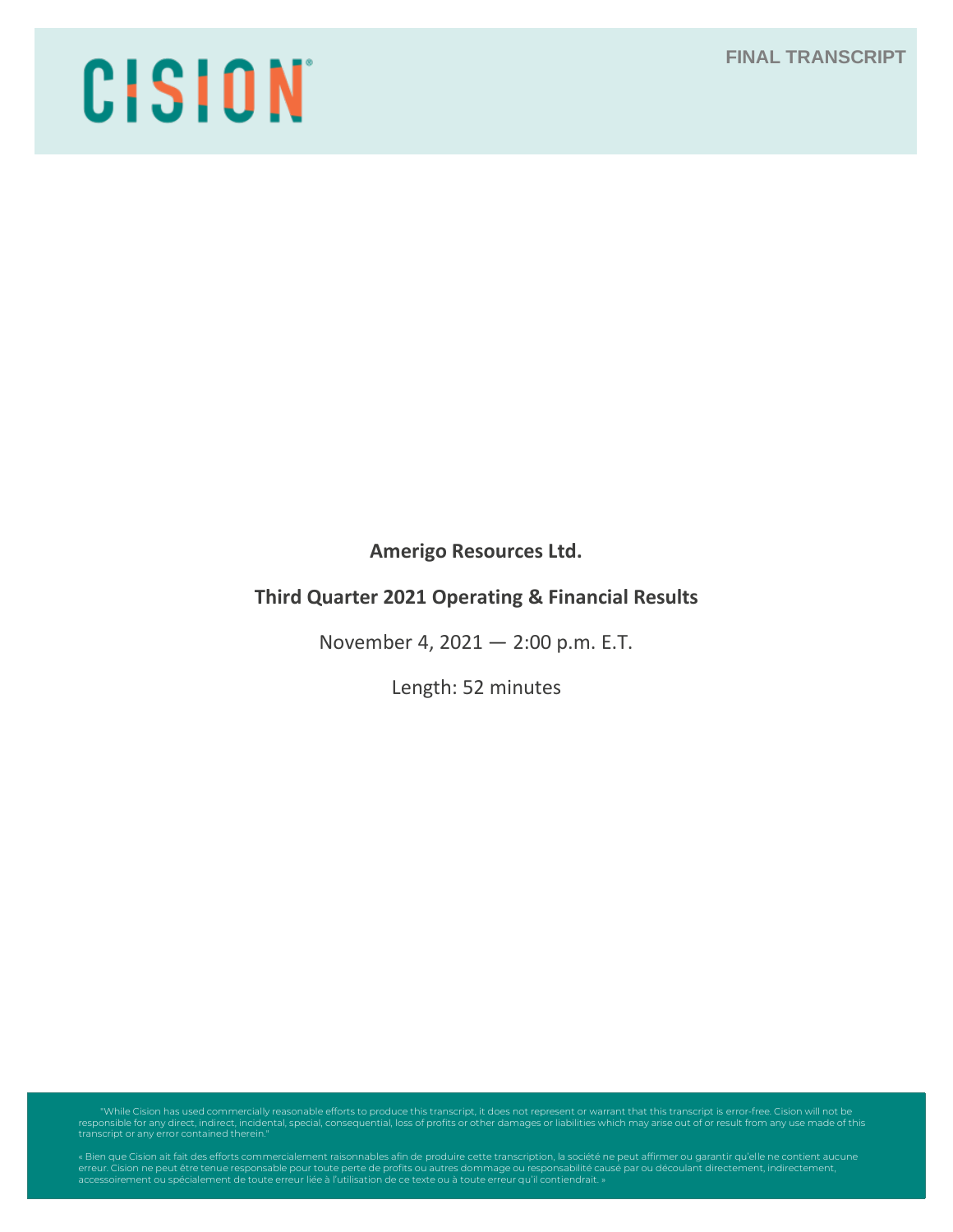CISION

FINAL TRANSCRIPT

**Amerigo Resources Ltd.**

**Third Quarter 2021 Operating & Financial Results**

November 4, 2021 — 2:00 p.m. E.T.

Length: 52 minutes

"While Cision has used commercially reasonable efforts to produce this transcript, it does not represent or warrant that this transcript is error-free. Cision will not be responsible for any direct, indirect, incidental, special, consequential, loss of profits or other damages or liabilities which may arise out of or result from any use made of this transcript or any error contained therein."

« Bien que Cision ait fait des efforts commercialement raisonnables afin de produire cette transcription, la société ne peut affirmer ou garantir qu'elle ne contient aucune erreur. Cision ne peut être tenue responsable pour toute perte de profits ou autres dommage ou responsabilité causé par ou découlant directement, indirectement, accessoirement ou spécialement de toute erreur liée à l'utilisation de ce texte ou à toute erreur qu'il contiendrait. »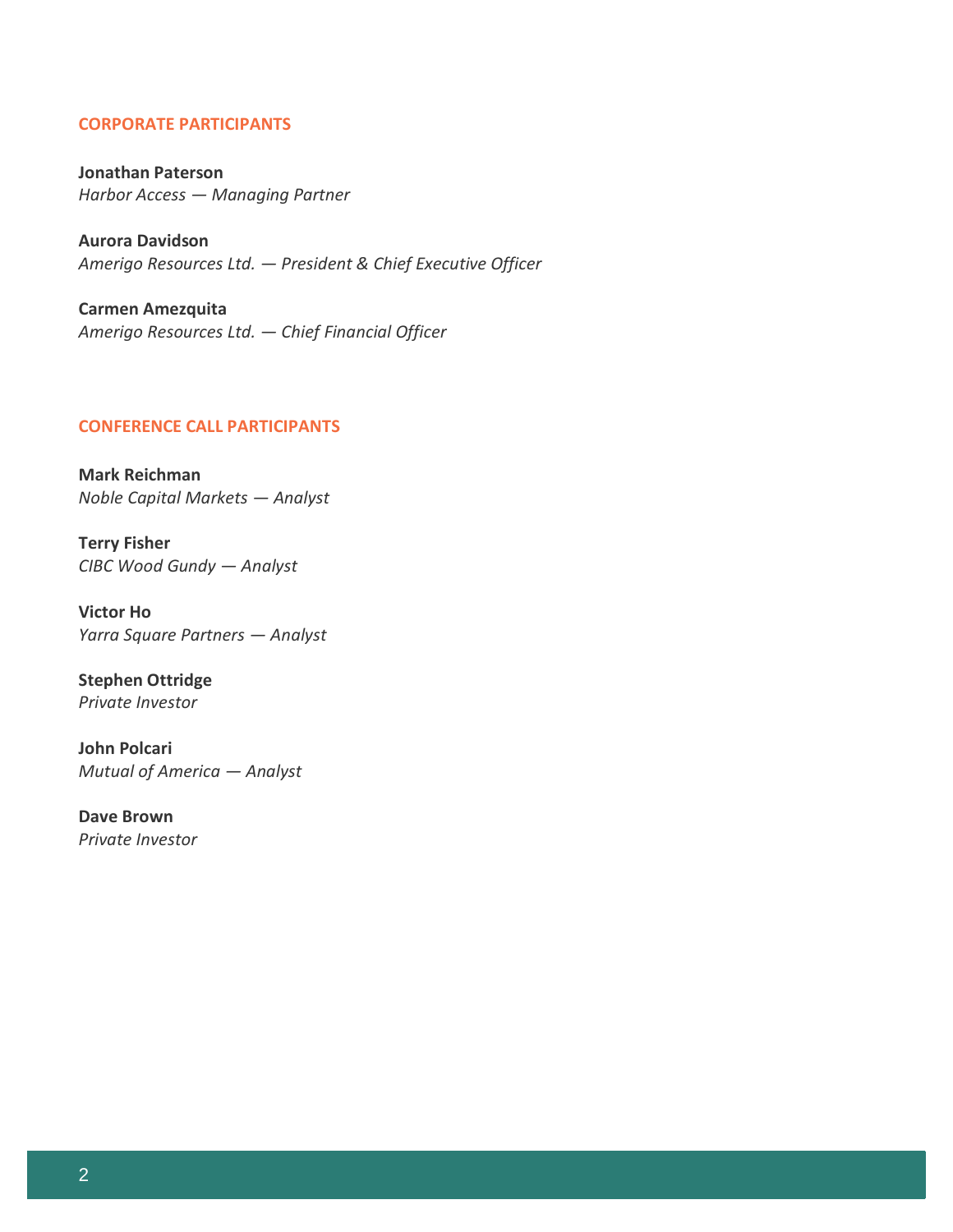## CORPORATE PARTICIPANTS

**Jonathan Paterson**
*Harbor Access — Managing Partner*

**Aurora Davidson**
*Amerigo Resources Ltd. — President & Chief Executive Officer*

**Carmen Amezquita**
*Amerigo Resources Ltd. — Chief Financial Officer*

## CONFERENCE CALL PARTICIPANTS

**Mark Reichman**
*Noble Capital Markets — Analyst*

**Terry Fisher**
*CIBC Wood Gundy — Analyst*

**Victor Ho**
*Yarra Square Partners — Analyst*

**Stephen Ottridge**
*Private Investor*

**John Polcari**
*Mutual of America — Analyst*

**Dave Brown**
*Private Investor*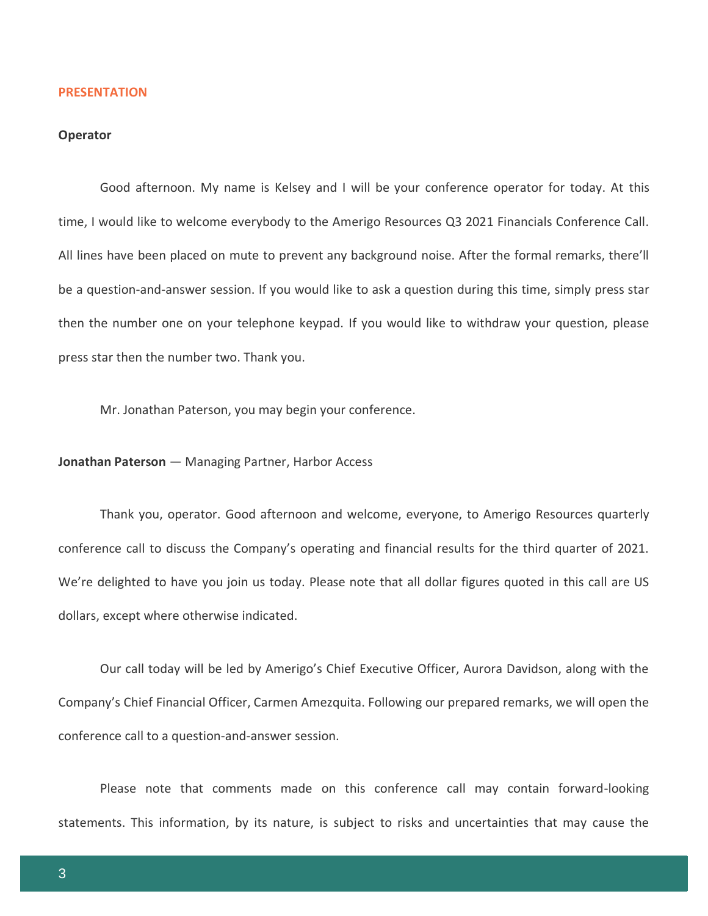**PRESENTATION**

**Operator**

Good afternoon. My name is Kelsey and I will be your conference operator for today. At this time, I would like to welcome everybody to the Amerigo Resources Q3 2021 Financials Conference Call. All lines have been placed on mute to prevent any background noise. After the formal remarks, there'll be a question-and-answer session. If you would like to ask a question during this time, simply press star then the number one on your telephone keypad. If you would like to withdraw your question, please press star then the number two. Thank you.

Mr. Jonathan Paterson, you may begin your conference.

**Jonathan Paterson** — Managing Partner, Harbor Access

Thank you, operator. Good afternoon and welcome, everyone, to Amerigo Resources quarterly conference call to discuss the Company's operating and financial results for the third quarter of 2021. We're delighted to have you join us today. Please note that all dollar figures quoted in this call are US dollars, except where otherwise indicated.

Our call today will be led by Amerigo's Chief Executive Officer, Aurora Davidson, along with the Company's Chief Financial Officer, Carmen Amezquita. Following our prepared remarks, we will open the conference call to a question-and-answer session.

Please note that comments made on this conference call may contain forward-looking statements. This information, by its nature, is subject to risks and uncertainties that may cause the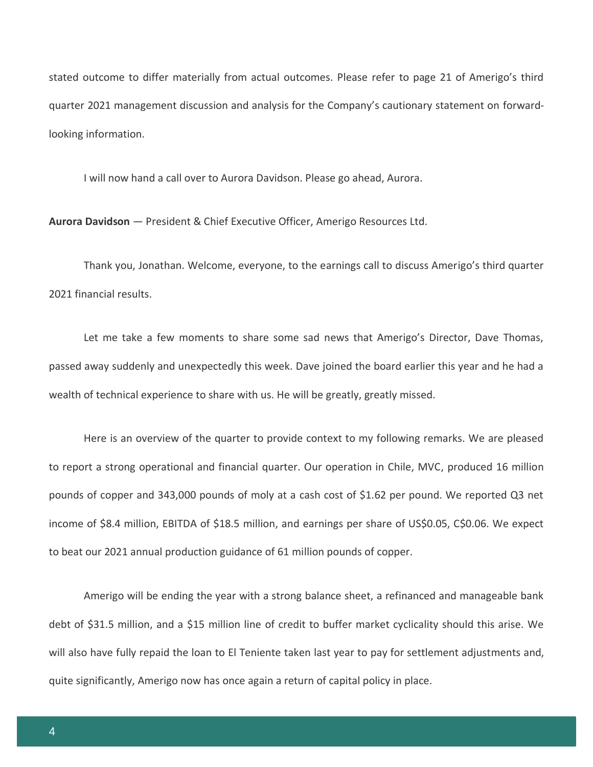stated outcome to differ materially from actual outcomes. Please refer to page 21 of Amerigo's third quarter 2021 management discussion and analysis for the Company's cautionary statement on forward-looking information.

I will now hand a call over to Aurora Davidson. Please go ahead, Aurora.

**Aurora Davidson** — President & Chief Executive Officer, Amerigo Resources Ltd.

Thank you, Jonathan. Welcome, everyone, to the earnings call to discuss Amerigo's third quarter 2021 financial results.

Let me take a few moments to share some sad news that Amerigo's Director, Dave Thomas, passed away suddenly and unexpectedly this week. Dave joined the board earlier this year and he had a wealth of technical experience to share with us. He will be greatly, greatly missed.

Here is an overview of the quarter to provide context to my following remarks. We are pleased to report a strong operational and financial quarter. Our operation in Chile, MVC, produced 16 million pounds of copper and 343,000 pounds of moly at a cash cost of $1.62 per pound. We reported Q3 net income of $8.4 million, EBITDA of $18.5 million, and earnings per share of US$0.05, C$0.06. We expect to beat our 2021 annual production guidance of 61 million pounds of copper.

Amerigo will be ending the year with a strong balance sheet, a refinanced and manageable bank debt of $31.5 million, and a $15 million line of credit to buffer market cyclicality should this arise. We will also have fully repaid the loan to El Teniente taken last year to pay for settlement adjustments and, quite significantly, Amerigo now has once again a return of capital policy in place.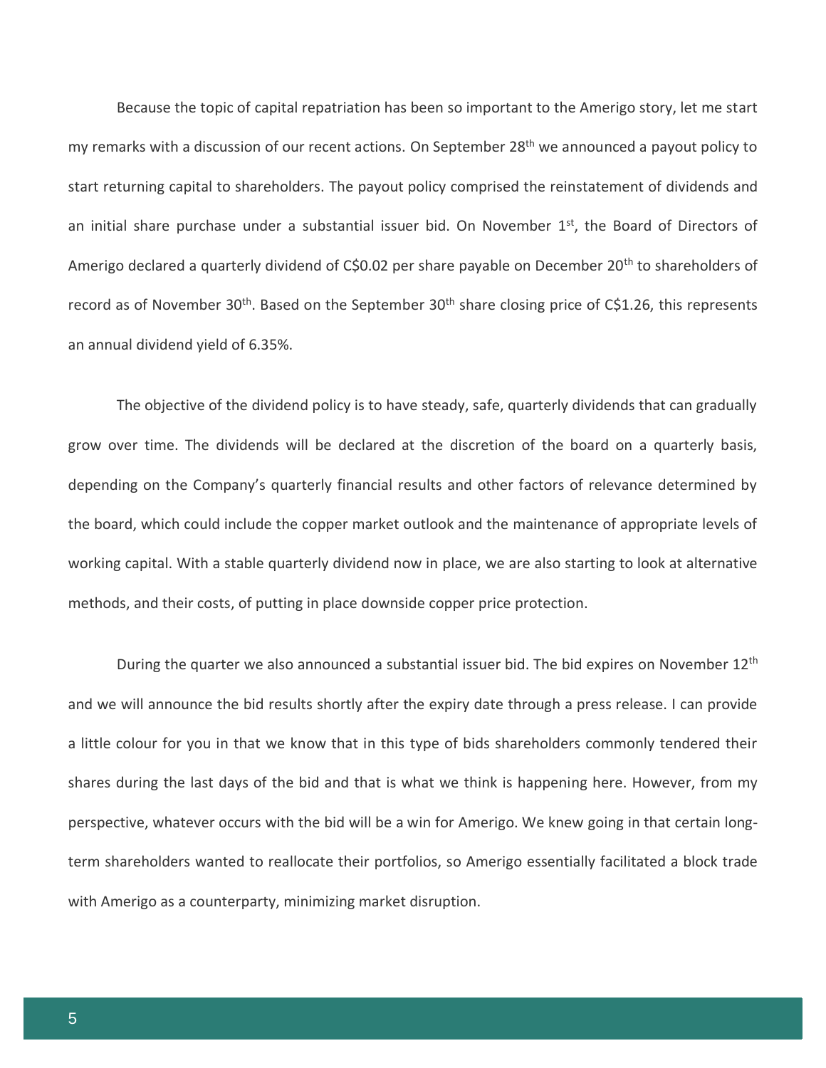Because the topic of capital repatriation has been so important to the Amerigo story, let me start my remarks with a discussion of our recent actions. On September 28th we announced a payout policy to start returning capital to shareholders. The payout policy comprised the reinstatement of dividends and an initial share purchase under a substantial issuer bid. On November 1st, the Board of Directors of Amerigo declared a quarterly dividend of C$0.02 per share payable on December 20th to shareholders of record as of November 30th. Based on the September 30th share closing price of C$1.26, this represents an annual dividend yield of 6.35%.

The objective of the dividend policy is to have steady, safe, quarterly dividends that can gradually grow over time. The dividends will be declared at the discretion of the board on a quarterly basis, depending on the Company's quarterly financial results and other factors of relevance determined by the board, which could include the copper market outlook and the maintenance of appropriate levels of working capital. With a stable quarterly dividend now in place, we are also starting to look at alternative methods, and their costs, of putting in place downside copper price protection.

During the quarter we also announced a substantial issuer bid. The bid expires on November 12th and we will announce the bid results shortly after the expiry date through a press release. I can provide a little colour for you in that we know that in this type of bids shareholders commonly tendered their shares during the last days of the bid and that is what we think is happening here. However, from my perspective, whatever occurs with the bid will be a win for Amerigo. We knew going in that certain long-term shareholders wanted to reallocate their portfolios, so Amerigo essentially facilitated a block trade with Amerigo as a counterparty, minimizing market disruption.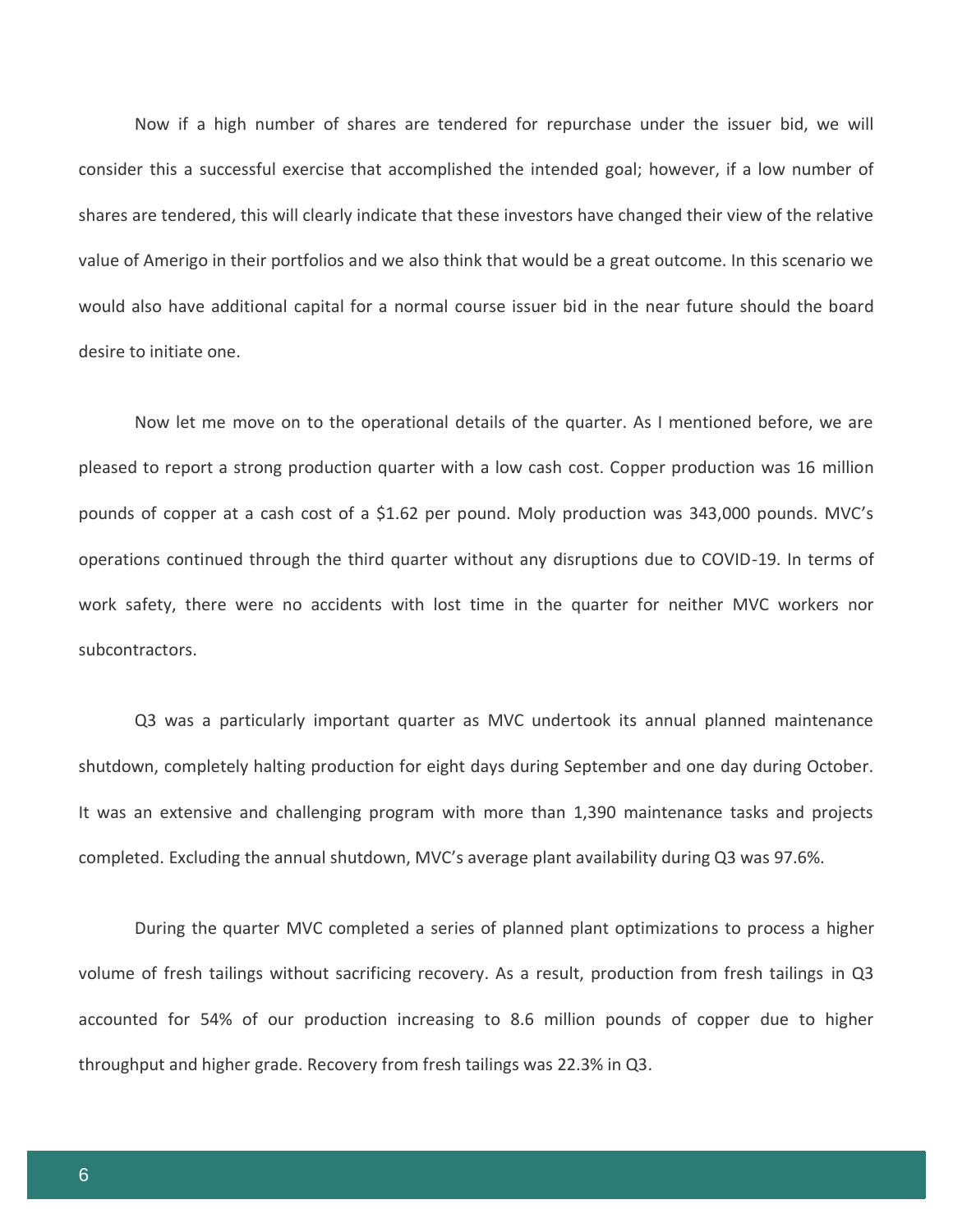Now if a high number of shares are tendered for repurchase under the issuer bid, we will consider this a successful exercise that accomplished the intended goal; however, if a low number of shares are tendered, this will clearly indicate that these investors have changed their view of the relative value of Amerigo in their portfolios and we also think that would be a great outcome. In this scenario we would also have additional capital for a normal course issuer bid in the near future should the board desire to initiate one.

Now let me move on to the operational details of the quarter. As I mentioned before, we are pleased to report a strong production quarter with a low cash cost. Copper production was 16 million pounds of copper at a cash cost of a $1.62 per pound. Moly production was 343,000 pounds. MVC's operations continued through the third quarter without any disruptions due to COVID-19. In terms of work safety, there were no accidents with lost time in the quarter for neither MVC workers nor subcontractors.

Q3 was a particularly important quarter as MVC undertook its annual planned maintenance shutdown, completely halting production for eight days during September and one day during October. It was an extensive and challenging program with more than 1,390 maintenance tasks and projects completed. Excluding the annual shutdown, MVC's average plant availability during Q3 was 97.6%.

During the quarter MVC completed a series of planned plant optimizations to process a higher volume of fresh tailings without sacrificing recovery. As a result, production from fresh tailings in Q3 accounted for 54% of our production increasing to 8.6 million pounds of copper due to higher throughput and higher grade. Recovery from fresh tailings was 22.3% in Q3.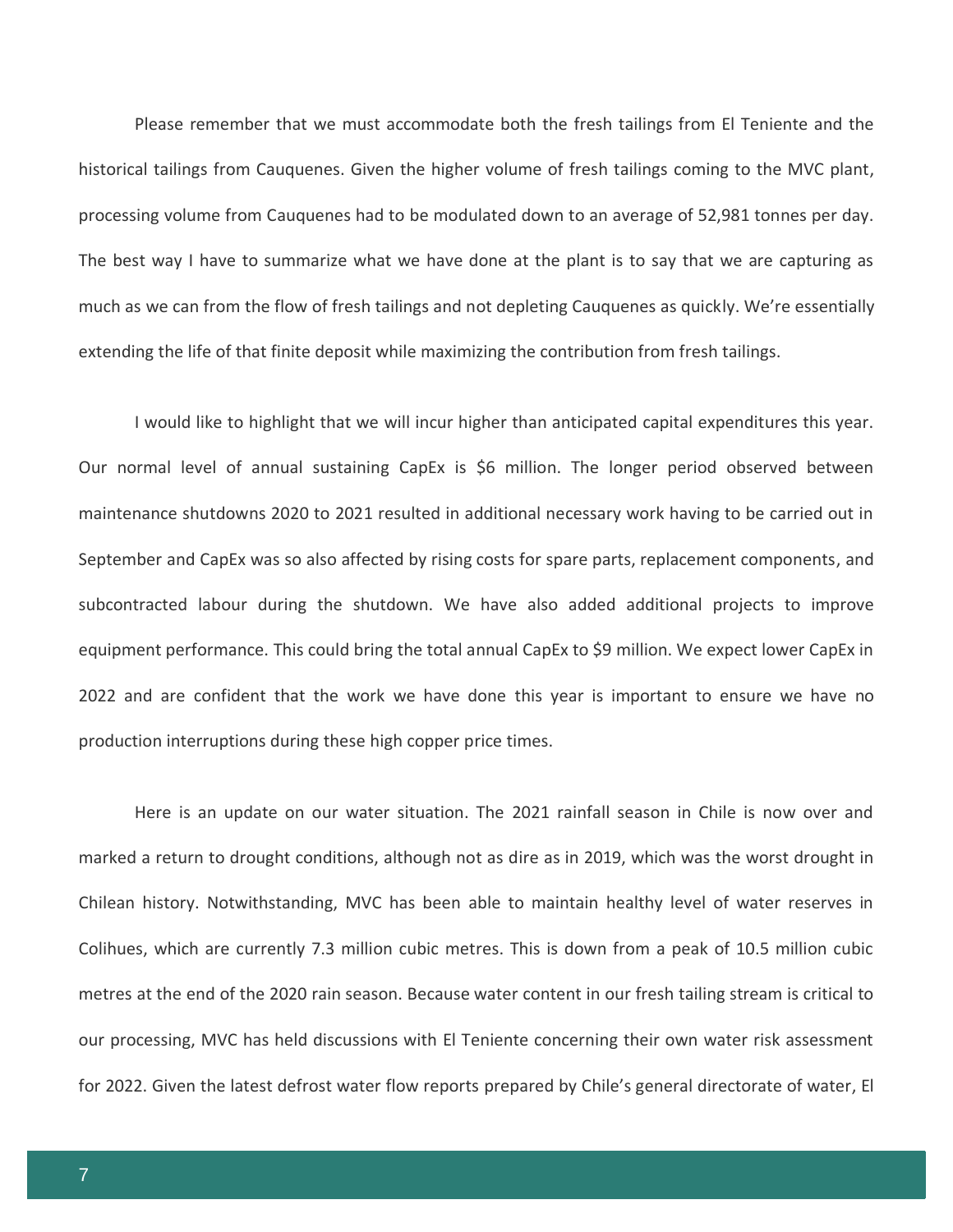Please remember that we must accommodate both the fresh tailings from El Teniente and the historical tailings from Cauquenes. Given the higher volume of fresh tailings coming to the MVC plant, processing volume from Cauquenes had to be modulated down to an average of 52,981 tonnes per day. The best way I have to summarize what we have done at the plant is to say that we are capturing as much as we can from the flow of fresh tailings and not depleting Cauquenes as quickly. We're essentially extending the life of that finite deposit while maximizing the contribution from fresh tailings.

I would like to highlight that we will incur higher than anticipated capital expenditures this year. Our normal level of annual sustaining CapEx is $6 million. The longer period observed between maintenance shutdowns 2020 to 2021 resulted in additional necessary work having to be carried out in September and CapEx was so also affected by rising costs for spare parts, replacement components, and subcontracted labour during the shutdown. We have also added additional projects to improve equipment performance. This could bring the total annual CapEx to $9 million. We expect lower CapEx in 2022 and are confident that the work we have done this year is important to ensure we have no production interruptions during these high copper price times.

Here is an update on our water situation. The 2021 rainfall season in Chile is now over and marked a return to drought conditions, although not as dire as in 2019, which was the worst drought in Chilean history. Notwithstanding, MVC has been able to maintain healthy level of water reserves in Colihues, which are currently 7.3 million cubic metres. This is down from a peak of 10.5 million cubic metres at the end of the 2020 rain season. Because water content in our fresh tailing stream is critical to our processing, MVC has held discussions with El Teniente concerning their own water risk assessment for 2022. Given the latest defrost water flow reports prepared by Chile's general directorate of water, El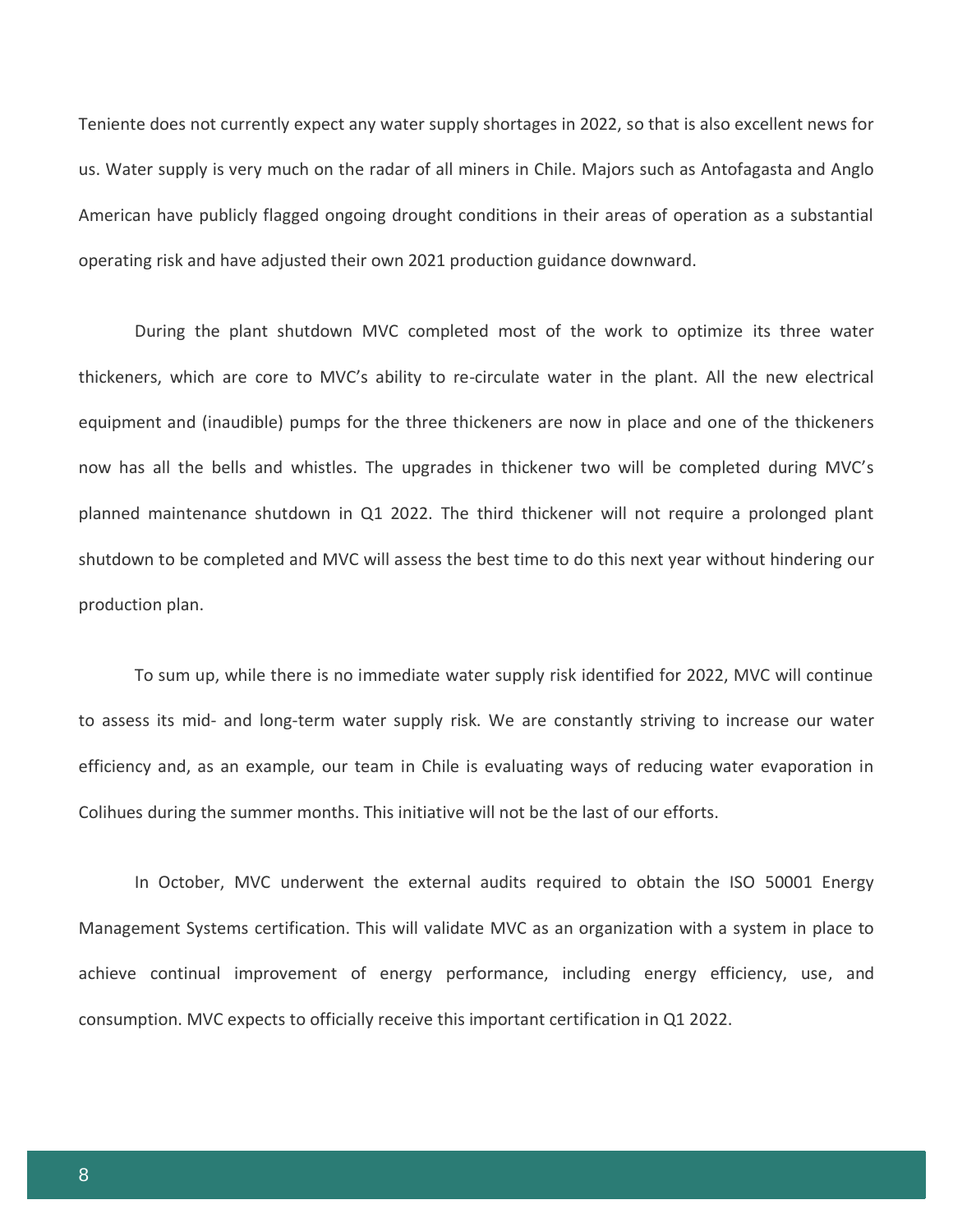Teniente does not currently expect any water supply shortages in 2022, so that is also excellent news for us. Water supply is very much on the radar of all miners in Chile. Majors such as Antofagasta and Anglo American have publicly flagged ongoing drought conditions in their areas of operation as a substantial operating risk and have adjusted their own 2021 production guidance downward.

During the plant shutdown MVC completed most of the work to optimize its three water thickeners, which are core to MVC's ability to re-circulate water in the plant. All the new electrical equipment and (inaudible) pumps for the three thickeners are now in place and one of the thickeners now has all the bells and whistles. The upgrades in thickener two will be completed during MVC's planned maintenance shutdown in Q1 2022. The third thickener will not require a prolonged plant shutdown to be completed and MVC will assess the best time to do this next year without hindering our production plan.

To sum up, while there is no immediate water supply risk identified for 2022, MVC will continue to assess its mid- and long-term water supply risk. We are constantly striving to increase our water efficiency and, as an example, our team in Chile is evaluating ways of reducing water evaporation in Colihues during the summer months. This initiative will not be the last of our efforts.

In October, MVC underwent the external audits required to obtain the ISO 50001 Energy Management Systems certification. This will validate MVC as an organization with a system in place to achieve continual improvement of energy performance, including energy efficiency, use, and consumption. MVC expects to officially receive this important certification in Q1 2022.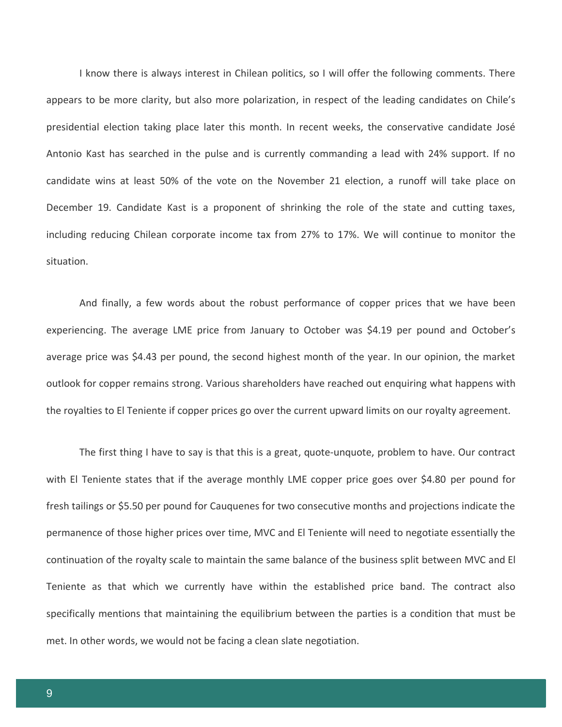I know there is always interest in Chilean politics, so I will offer the following comments. There appears to be more clarity, but also more polarization, in respect of the leading candidates on Chile's presidential election taking place later this month. In recent weeks, the conservative candidate José Antonio Kast has searched in the pulse and is currently commanding a lead with 24% support. If no candidate wins at least 50% of the vote on the November 21 election, a runoff will take place on December 19. Candidate Kast is a proponent of shrinking the role of the state and cutting taxes, including reducing Chilean corporate income tax from 27% to 17%. We will continue to monitor the situation.

And finally, a few words about the robust performance of copper prices that we have been experiencing. The average LME price from January to October was $4.19 per pound and October's average price was $4.43 per pound, the second highest month of the year. In our opinion, the market outlook for copper remains strong. Various shareholders have reached out enquiring what happens with the royalties to El Teniente if copper prices go over the current upward limits on our royalty agreement.

The first thing I have to say is that this is a great, quote-unquote, problem to have. Our contract with El Teniente states that if the average monthly LME copper price goes over $4.80 per pound for fresh tailings or $5.50 per pound for Cauquenes for two consecutive months and projections indicate the permanence of those higher prices over time, MVC and El Teniente will need to negotiate essentially the continuation of the royalty scale to maintain the same balance of the business split between MVC and El Teniente as that which we currently have within the established price band. The contract also specifically mentions that maintaining the equilibrium between the parties is a condition that must be met. In other words, we would not be facing a clean slate negotiation.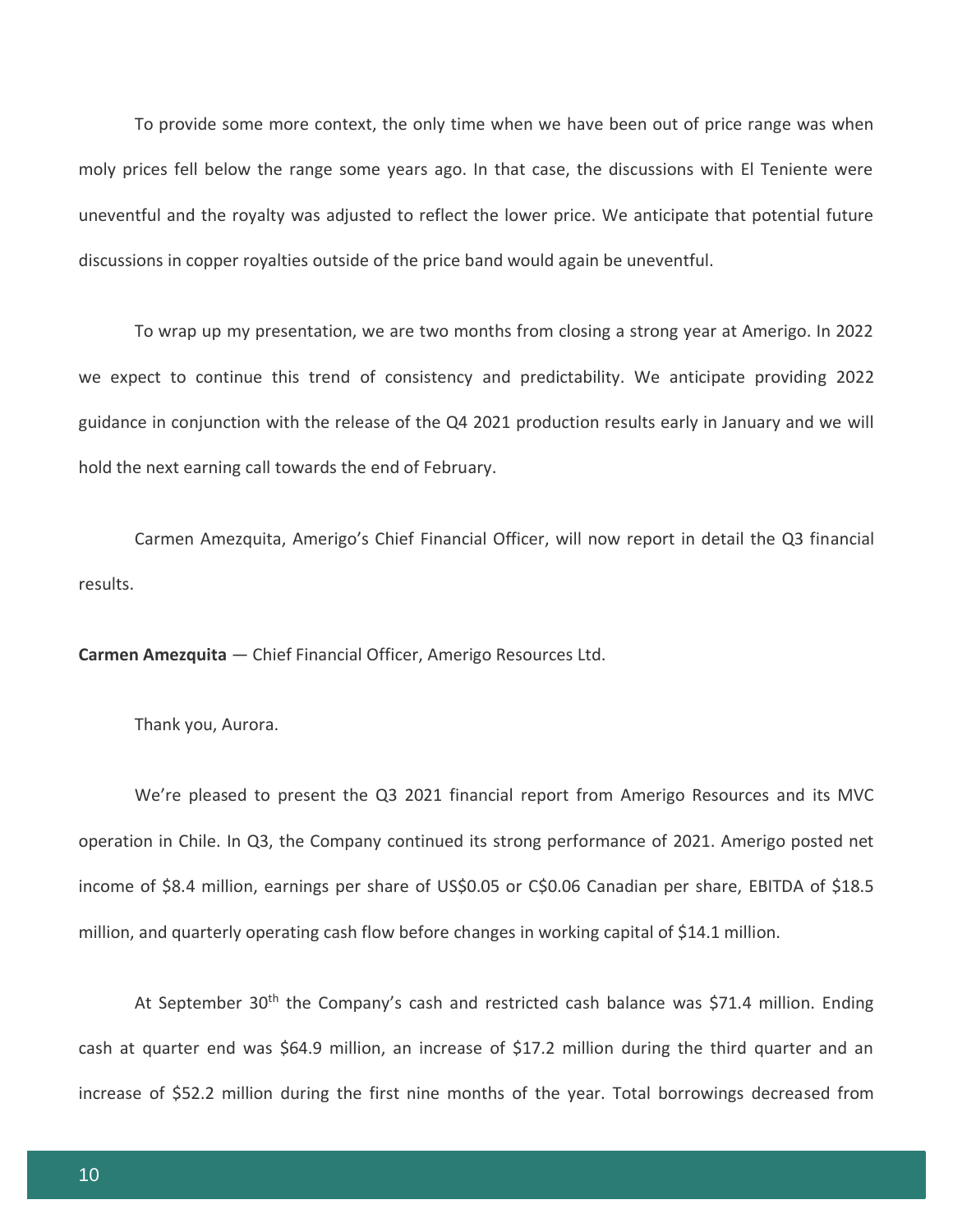To provide some more context, the only time when we have been out of price range was when moly prices fell below the range some years ago. In that case, the discussions with El Teniente were uneventful and the royalty was adjusted to reflect the lower price. We anticipate that potential future discussions in copper royalties outside of the price band would again be uneventful.

To wrap up my presentation, we are two months from closing a strong year at Amerigo. In 2022 we expect to continue this trend of consistency and predictability. We anticipate providing 2022 guidance in conjunction with the release of the Q4 2021 production results early in January and we will hold the next earning call towards the end of February.

Carmen Amezquita, Amerigo's Chief Financial Officer, will now report in detail the Q3 financial results.

**Carmen Amezquita** — Chief Financial Officer, Amerigo Resources Ltd.

Thank you, Aurora.

We're pleased to present the Q3 2021 financial report from Amerigo Resources and its MVC operation in Chile. In Q3, the Company continued its strong performance of 2021. Amerigo posted net income of $8.4 million, earnings per share of US$0.05 or C$0.06 Canadian per share, EBITDA of $18.5 million, and quarterly operating cash flow before changes in working capital of $14.1 million.

At September 30th the Company's cash and restricted cash balance was $71.4 million. Ending cash at quarter end was $64.9 million, an increase of $17.2 million during the third quarter and an increase of $52.2 million during the first nine months of the year. Total borrowings decreased from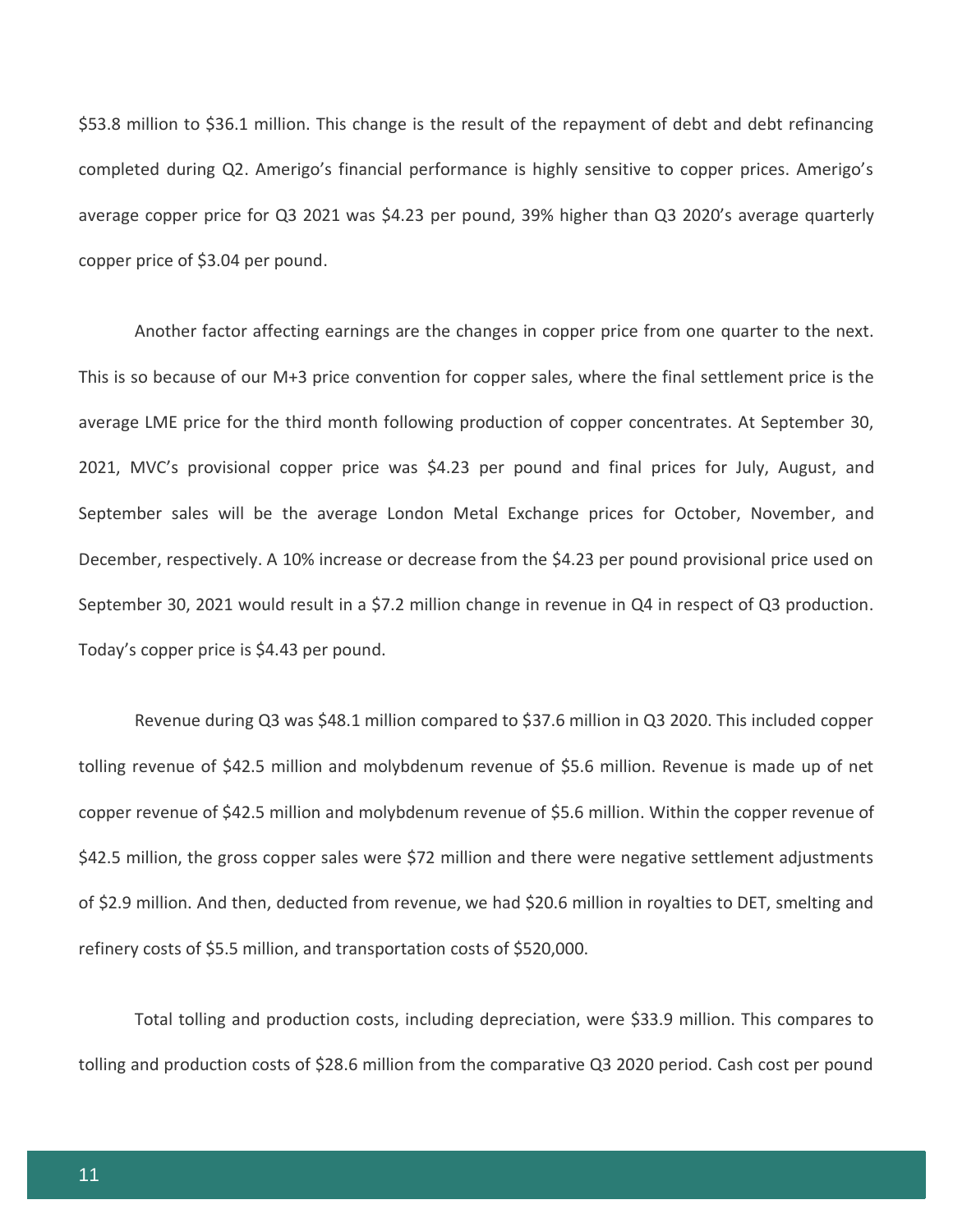$53.8 million to $36.1 million. This change is the result of the repayment of debt and debt refinancing completed during Q2. Amerigo's financial performance is highly sensitive to copper prices. Amerigo's average copper price for Q3 2021 was $4.23 per pound, 39% higher than Q3 2020's average quarterly copper price of $3.04 per pound.

Another factor affecting earnings are the changes in copper price from one quarter to the next. This is so because of our M+3 price convention for copper sales, where the final settlement price is the average LME price for the third month following production of copper concentrates. At September 30, 2021, MVC's provisional copper price was $4.23 per pound and final prices for July, August, and September sales will be the average London Metal Exchange prices for October, November, and December, respectively. A 10% increase or decrease from the $4.23 per pound provisional price used on September 30, 2021 would result in a $7.2 million change in revenue in Q4 in respect of Q3 production. Today's copper price is $4.43 per pound.

Revenue during Q3 was $48.1 million compared to $37.6 million in Q3 2020. This included copper tolling revenue of $42.5 million and molybdenum revenue of $5.6 million. Revenue is made up of net copper revenue of $42.5 million and molybdenum revenue of $5.6 million. Within the copper revenue of $42.5 million, the gross copper sales were $72 million and there were negative settlement adjustments of $2.9 million. And then, deducted from revenue, we had $20.6 million in royalties to DET, smelting and refinery costs of $5.5 million, and transportation costs of $520,000.

Total tolling and production costs, including depreciation, were $33.9 million. This compares to tolling and production costs of $28.6 million from the comparative Q3 2020 period. Cash cost per pound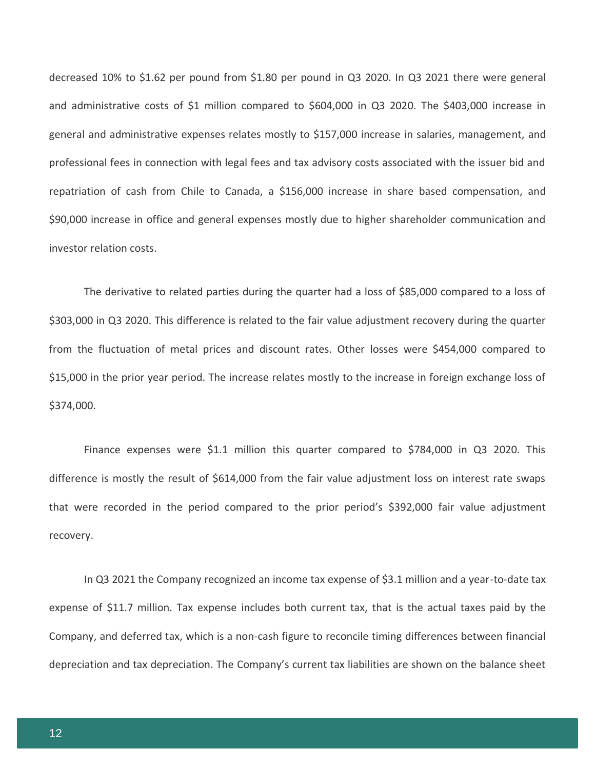decreased 10% to $1.62 per pound from $1.80 per pound in Q3 2020. In Q3 2021 there were general and administrative costs of $1 million compared to $604,000 in Q3 2020. The $403,000 increase in general and administrative expenses relates mostly to $157,000 increase in salaries, management, and professional fees in connection with legal fees and tax advisory costs associated with the issuer bid and repatriation of cash from Chile to Canada, a $156,000 increase in share based compensation, and $90,000 increase in office and general expenses mostly due to higher shareholder communication and investor relation costs.

The derivative to related parties during the quarter had a loss of $85,000 compared to a loss of $303,000 in Q3 2020. This difference is related to the fair value adjustment recovery during the quarter from the fluctuation of metal prices and discount rates. Other losses were $454,000 compared to $15,000 in the prior year period. The increase relates mostly to the increase in foreign exchange loss of $374,000.

Finance expenses were $1.1 million this quarter compared to $784,000 in Q3 2020. This difference is mostly the result of $614,000 from the fair value adjustment loss on interest rate swaps that were recorded in the period compared to the prior period's $392,000 fair value adjustment recovery.

In Q3 2021 the Company recognized an income tax expense of $3.1 million and a year-to-date tax expense of $11.7 million. Tax expense includes both current tax, that is the actual taxes paid by the Company, and deferred tax, which is a non-cash figure to reconcile timing differences between financial depreciation and tax depreciation. The Company's current tax liabilities are shown on the balance sheet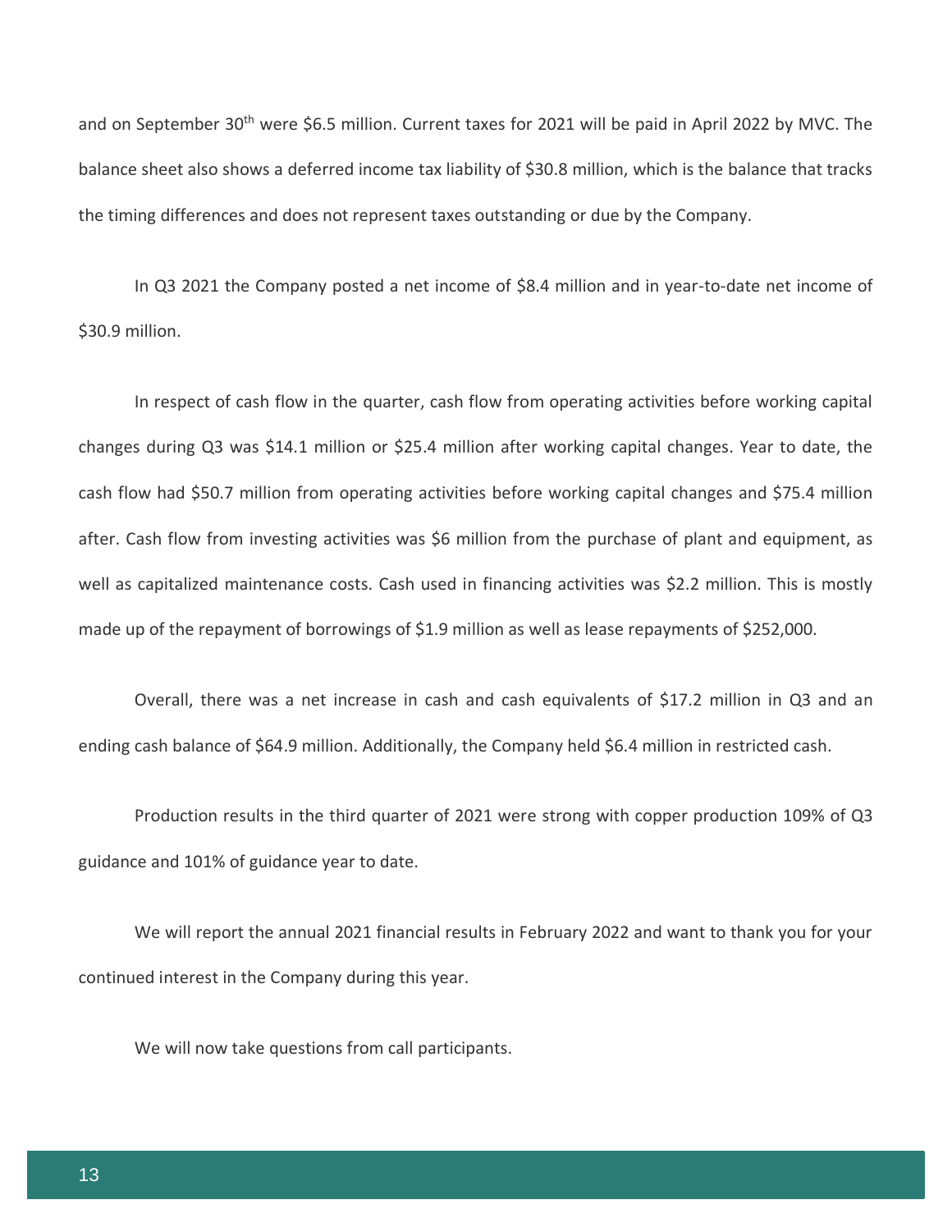and on September 30th were $6.5 million. Current taxes for 2021 will be paid in April 2022 by MVC. The balance sheet also shows a deferred income tax liability of $30.8 million, which is the balance that tracks the timing differences and does not represent taxes outstanding or due by the Company.

In Q3 2021 the Company posted a net income of $8.4 million and in year-to-date net income of $30.9 million.

In respect of cash flow in the quarter, cash flow from operating activities before working capital changes during Q3 was $14.1 million or $25.4 million after working capital changes. Year to date, the cash flow had $50.7 million from operating activities before working capital changes and $75.4 million after. Cash flow from investing activities was $6 million from the purchase of plant and equipment, as well as capitalized maintenance costs. Cash used in financing activities was $2.2 million. This is mostly made up of the repayment of borrowings of $1.9 million as well as lease repayments of $252,000.

Overall, there was a net increase in cash and cash equivalents of $17.2 million in Q3 and an ending cash balance of $64.9 million. Additionally, the Company held $6.4 million in restricted cash.

Production results in the third quarter of 2021 were strong with copper production 109% of Q3 guidance and 101% of guidance year to date.

We will report the annual 2021 financial results in February 2022 and want to thank you for your continued interest in the Company during this year.

We will now take questions from call participants.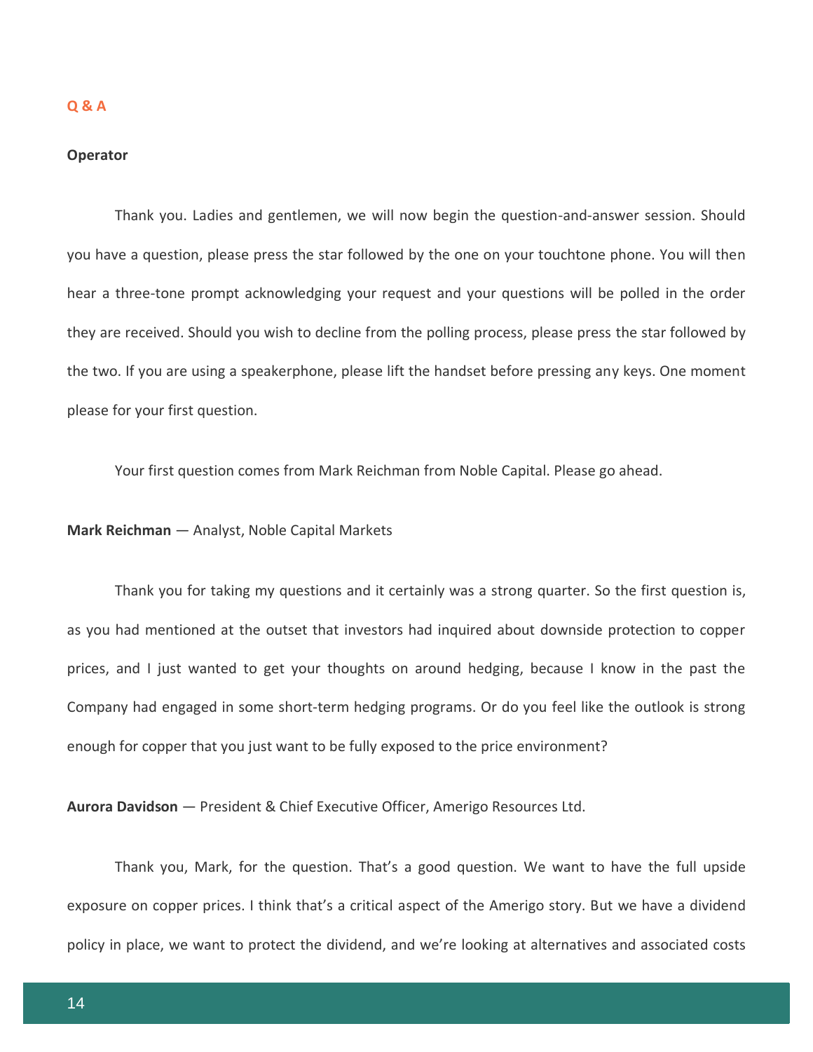## Q & A

**Operator**

Thank you. Ladies and gentlemen, we will now begin the question-and-answer session. Should you have a question, please press the star followed by the one on your touchtone phone. You will then hear a three-tone prompt acknowledging your request and your questions will be polled in the order they are received. Should you wish to decline from the polling process, please press the star followed by the two. If you are using a speakerphone, please lift the handset before pressing any keys. One moment please for your first question.

Your first question comes from Mark Reichman from Noble Capital. Please go ahead.

**Mark Reichman** — Analyst, Noble Capital Markets

Thank you for taking my questions and it certainly was a strong quarter. So the first question is, as you had mentioned at the outset that investors had inquired about downside protection to copper prices, and I just wanted to get your thoughts on around hedging, because I know in the past the Company had engaged in some short-term hedging programs. Or do you feel like the outlook is strong enough for copper that you just want to be fully exposed to the price environment?

**Aurora Davidson** — President & Chief Executive Officer, Amerigo Resources Ltd.

Thank you, Mark, for the question. That's a good question. We want to have the full upside exposure on copper prices. I think that's a critical aspect of the Amerigo story. But we have a dividend policy in place, we want to protect the dividend, and we're looking at alternatives and associated costs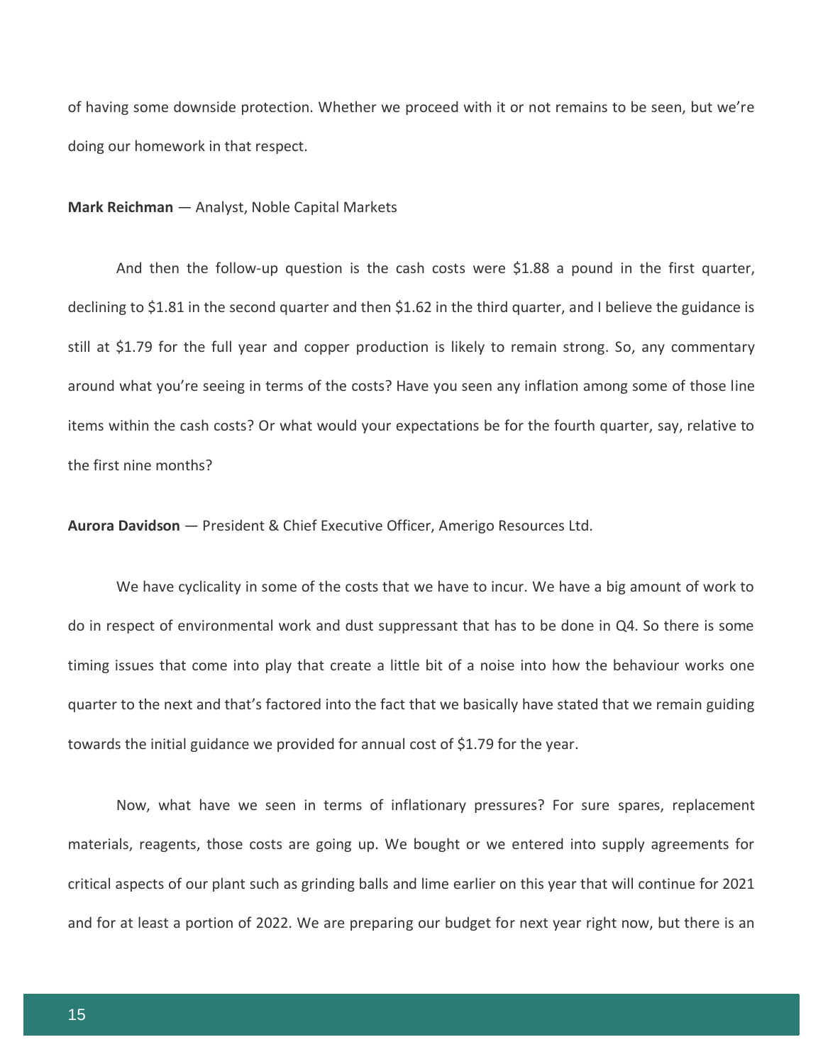of having some downside protection. Whether we proceed with it or not remains to be seen, but we're doing our homework in that respect.

**Mark Reichman** — Analyst, Noble Capital Markets

And then the follow-up question is the cash costs were $1.88 a pound in the first quarter, declining to $1.81 in the second quarter and then $1.62 in the third quarter, and I believe the guidance is still at $1.79 for the full year and copper production is likely to remain strong. So, any commentary around what you're seeing in terms of the costs? Have you seen any inflation among some of those line items within the cash costs? Or what would your expectations be for the fourth quarter, say, relative to the first nine months?

**Aurora Davidson** — President & Chief Executive Officer, Amerigo Resources Ltd.

We have cyclicality in some of the costs that we have to incur. We have a big amount of work to do in respect of environmental work and dust suppressant that has to be done in Q4. So there is some timing issues that come into play that create a little bit of a noise into how the behaviour works one quarter to the next and that's factored into the fact that we basically have stated that we remain guiding towards the initial guidance we provided for annual cost of $1.79 for the year.

Now, what have we seen in terms of inflationary pressures? For sure spares, replacement materials, reagents, those costs are going up. We bought or we entered into supply agreements for critical aspects of our plant such as grinding balls and lime earlier on this year that will continue for 2021 and for at least a portion of 2022. We are preparing our budget for next year right now, but there is an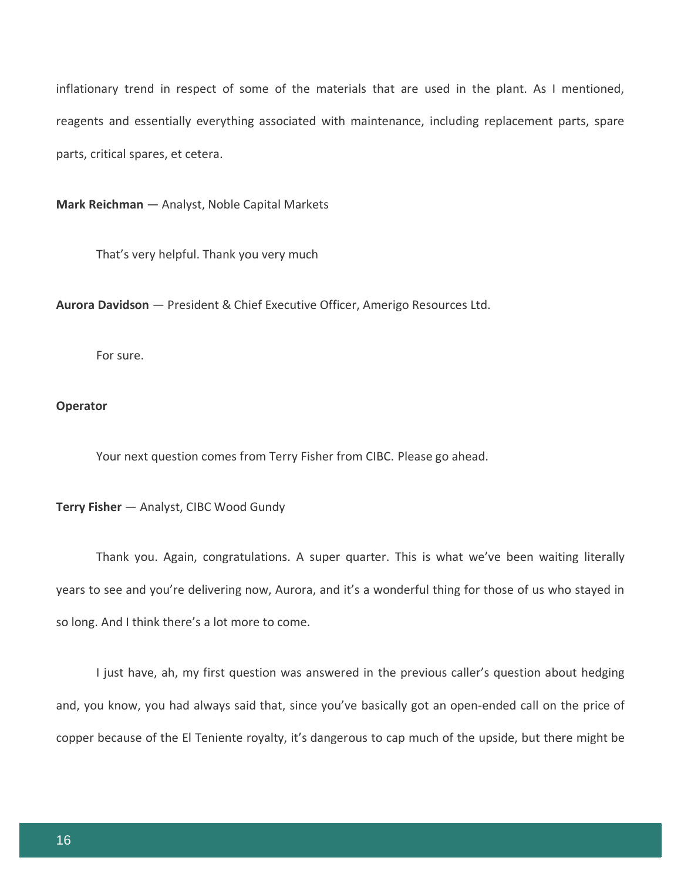inflationary trend in respect of some of the materials that are used in the plant. As I mentioned, reagents and essentially everything associated with maintenance, including replacement parts, spare parts, critical spares, et cetera.

**Mark Reichman** — Analyst, Noble Capital Markets

That's very helpful. Thank you very much

**Aurora Davidson** — President & Chief Executive Officer, Amerigo Resources Ltd.

For sure.

**Operator**

Your next question comes from Terry Fisher from CIBC. Please go ahead.

**Terry Fisher** — Analyst, CIBC Wood Gundy

Thank you. Again, congratulations. A super quarter. This is what we've been waiting literally years to see and you're delivering now, Aurora, and it's a wonderful thing for those of us who stayed in so long. And I think there's a lot more to come.

I just have, ah, my first question was answered in the previous caller's question about hedging and, you know, you had always said that, since you've basically got an open-ended call on the price of copper because of the El Teniente royalty, it's dangerous to cap much of the upside, but there might be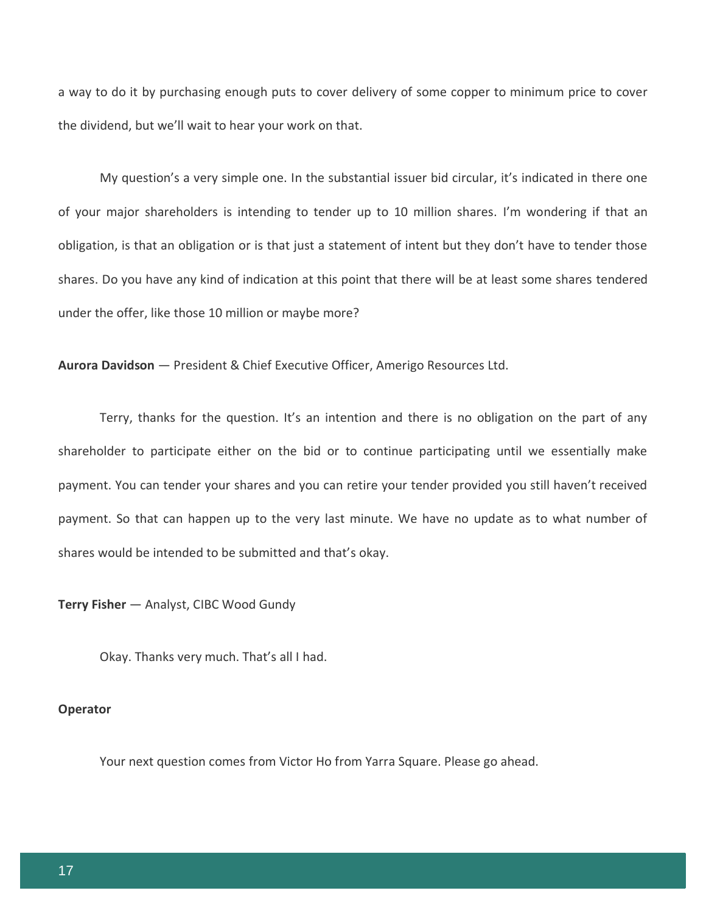a way to do it by purchasing enough puts to cover delivery of some copper to minimum price to cover the dividend, but we'll wait to hear your work on that.

My question's a very simple one. In the substantial issuer bid circular, it's indicated in there one of your major shareholders is intending to tender up to 10 million shares. I'm wondering if that an obligation, is that an obligation or is that just a statement of intent but they don't have to tender those shares. Do you have any kind of indication at this point that there will be at least some shares tendered under the offer, like those 10 million or maybe more?

**Aurora Davidson** — President & Chief Executive Officer, Amerigo Resources Ltd.

Terry, thanks for the question. It's an intention and there is no obligation on the part of any shareholder to participate either on the bid or to continue participating until we essentially make payment. You can tender your shares and you can retire your tender provided you still haven't received payment. So that can happen up to the very last minute. We have no update as to what number of shares would be intended to be submitted and that's okay.

**Terry Fisher** — Analyst, CIBC Wood Gundy

Okay. Thanks very much. That's all I had.

**Operator**

Your next question comes from Victor Ho from Yarra Square. Please go ahead.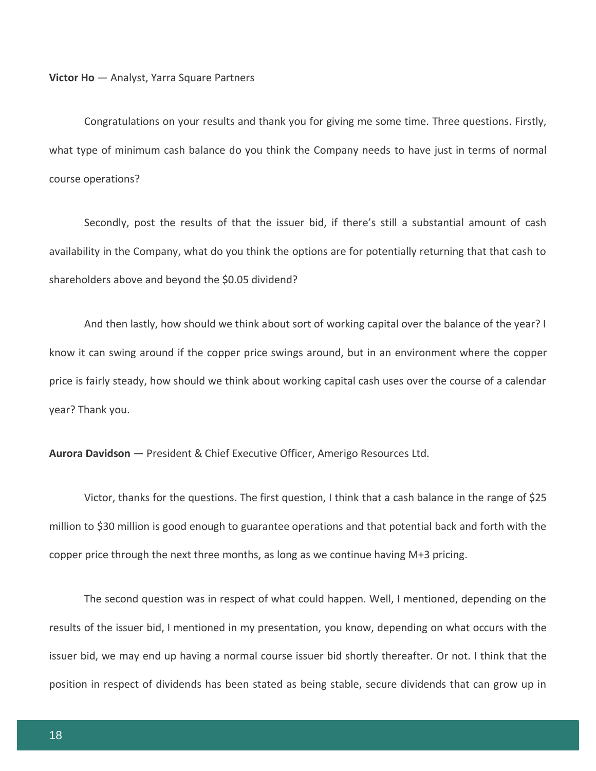**Victor Ho** — Analyst, Yarra Square Partners

Congratulations on your results and thank you for giving me some time. Three questions. Firstly, what type of minimum cash balance do you think the Company needs to have just in terms of normal course operations?

Secondly, post the results of that the issuer bid, if there's still a substantial amount of cash availability in the Company, what do you think the options are for potentially returning that that cash to shareholders above and beyond the $0.05 dividend?

And then lastly, how should we think about sort of working capital over the balance of the year? I know it can swing around if the copper price swings around, but in an environment where the copper price is fairly steady, how should we think about working capital cash uses over the course of a calendar year? Thank you.

**Aurora Davidson** — President & Chief Executive Officer, Amerigo Resources Ltd.

Victor, thanks for the questions. The first question, I think that a cash balance in the range of $25 million to $30 million is good enough to guarantee operations and that potential back and forth with the copper price through the next three months, as long as we continue having M+3 pricing.

The second question was in respect of what could happen. Well, I mentioned, depending on the results of the issuer bid, I mentioned in my presentation, you know, depending on what occurs with the issuer bid, we may end up having a normal course issuer bid shortly thereafter. Or not. I think that the position in respect of dividends has been stated as being stable, secure dividends that can grow up in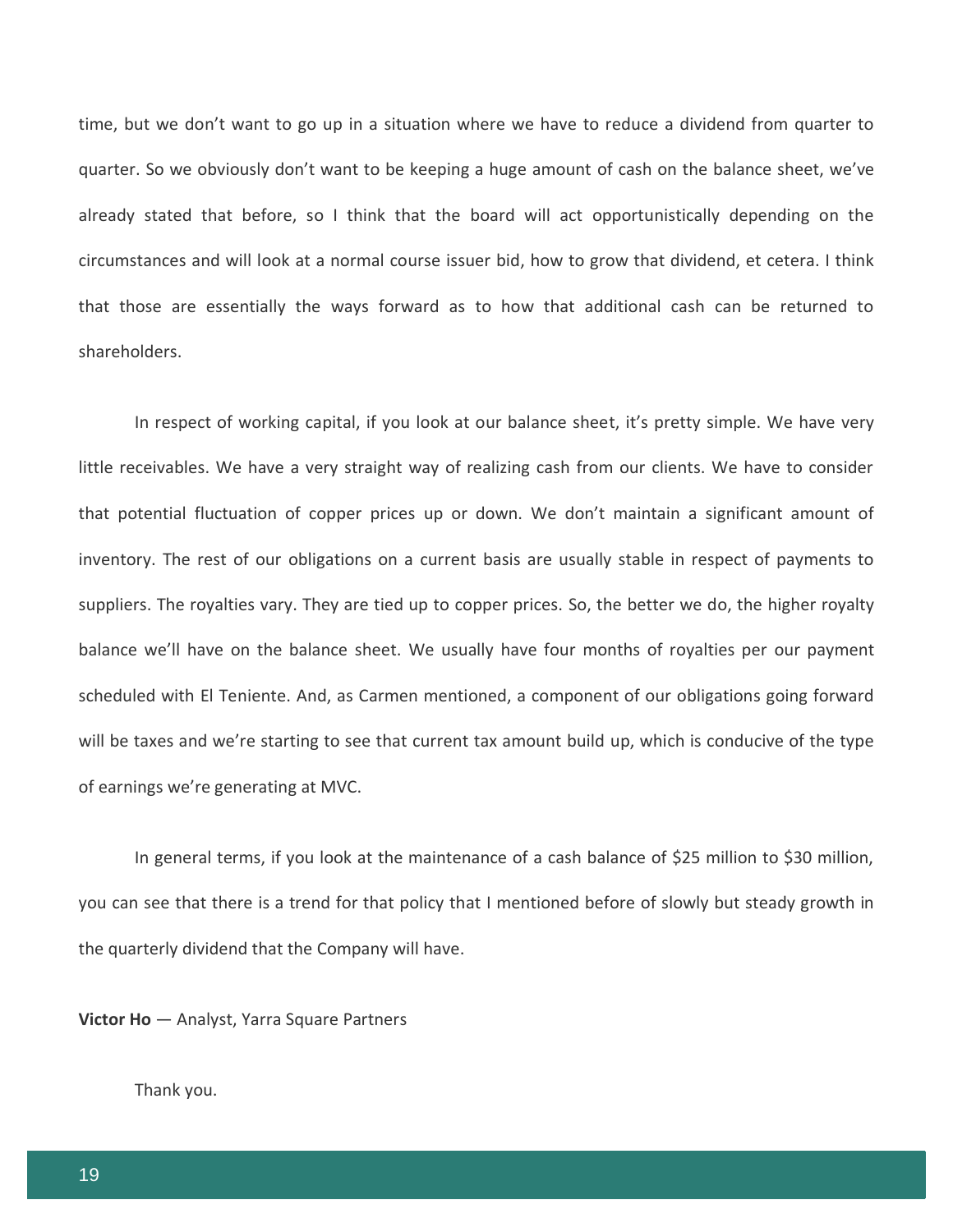time, but we don't want to go up in a situation where we have to reduce a dividend from quarter to quarter. So we obviously don't want to be keeping a huge amount of cash on the balance sheet, we've already stated that before, so I think that the board will act opportunistically depending on the circumstances and will look at a normal course issuer bid, how to grow that dividend, et cetera. I think that those are essentially the ways forward as to how that additional cash can be returned to shareholders.

In respect of working capital, if you look at our balance sheet, it's pretty simple. We have very little receivables. We have a very straight way of realizing cash from our clients. We have to consider that potential fluctuation of copper prices up or down. We don't maintain a significant amount of inventory. The rest of our obligations on a current basis are usually stable in respect of payments to suppliers. The royalties vary. They are tied up to copper prices. So, the better we do, the higher royalty balance we'll have on the balance sheet. We usually have four months of royalties per our payment scheduled with El Teniente. And, as Carmen mentioned, a component of our obligations going forward will be taxes and we're starting to see that current tax amount build up, which is conducive of the type of earnings we're generating at MVC.

In general terms, if you look at the maintenance of a cash balance of $25 million to $30 million, you can see that there is a trend for that policy that I mentioned before of slowly but steady growth in the quarterly dividend that the Company will have.

**Victor Ho** — Analyst, Yarra Square Partners

Thank you.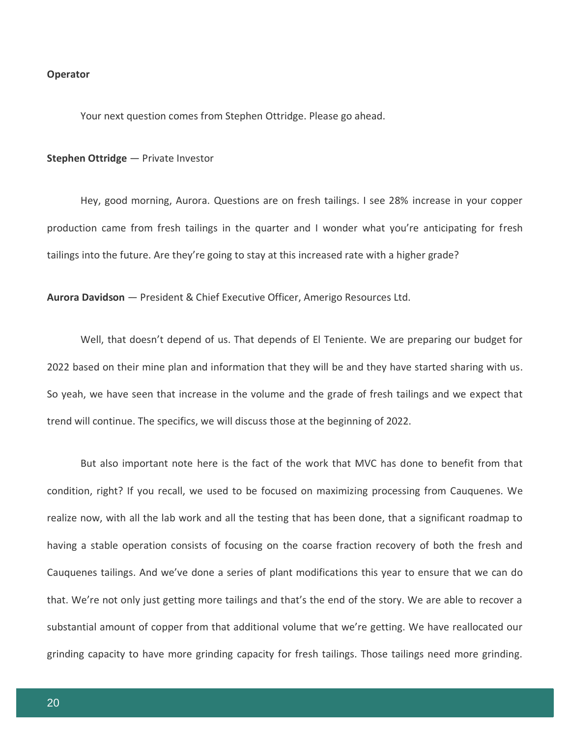**Operator**

Your next question comes from Stephen Ottridge. Please go ahead.

**Stephen Ottridge** — Private Investor

Hey, good morning, Aurora. Questions are on fresh tailings. I see 28% increase in your copper production came from fresh tailings in the quarter and I wonder what you're anticipating for fresh tailings into the future. Are they're going to stay at this increased rate with a higher grade?

**Aurora Davidson** — President & Chief Executive Officer, Amerigo Resources Ltd.

Well, that doesn't depend of us. That depends of El Teniente. We are preparing our budget for 2022 based on their mine plan and information that they will be and they have started sharing with us. So yeah, we have seen that increase in the volume and the grade of fresh tailings and we expect that trend will continue. The specifics, we will discuss those at the beginning of 2022.

But also important note here is the fact of the work that MVC has done to benefit from that condition, right? If you recall, we used to be focused on maximizing processing from Cauquenes. We realize now, with all the lab work and all the testing that has been done, that a significant roadmap to having a stable operation consists of focusing on the coarse fraction recovery of both the fresh and Cauquenes tailings. And we've done a series of plant modifications this year to ensure that we can do that. We're not only just getting more tailings and that's the end of the story. We are able to recover a substantial amount of copper from that additional volume that we're getting. We have reallocated our grinding capacity to have more grinding capacity for fresh tailings. Those tailings need more grinding.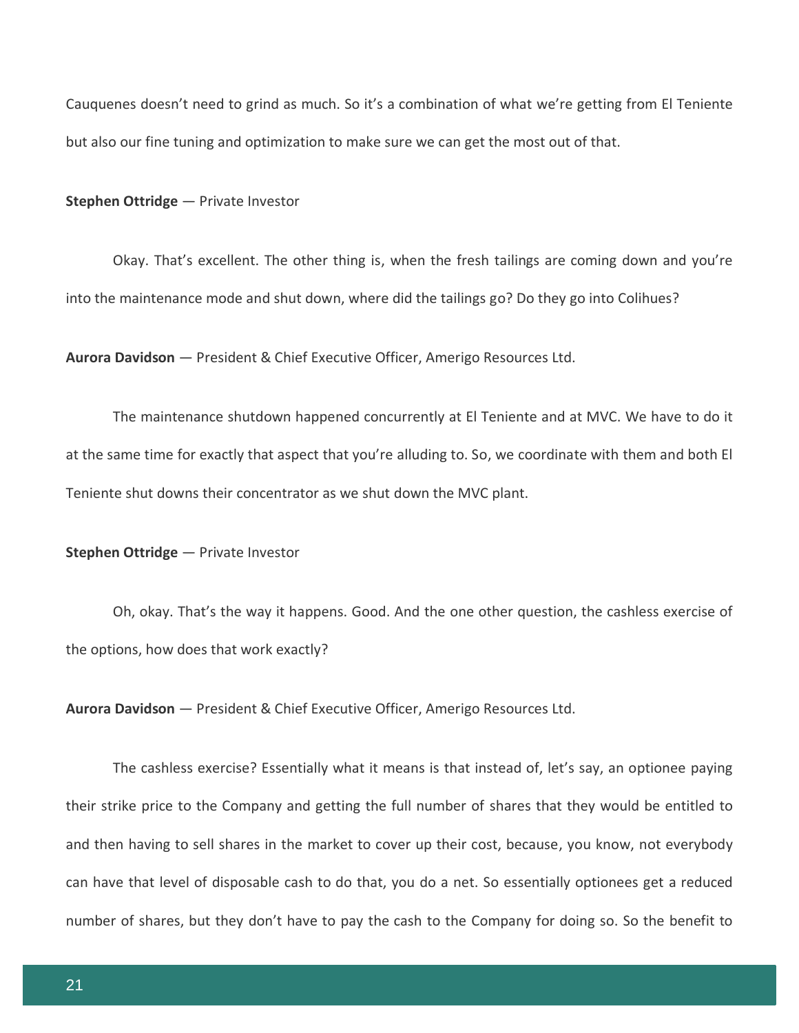Cauquenes doesn't need to grind as much. So it's a combination of what we're getting from El Teniente but also our fine tuning and optimization to make sure we can get the most out of that.

**Stephen Ottridge** — Private Investor

Okay. That's excellent. The other thing is, when the fresh tailings are coming down and you're into the maintenance mode and shut down, where did the tailings go? Do they go into Colihues?

**Aurora Davidson** — President & Chief Executive Officer, Amerigo Resources Ltd.

The maintenance shutdown happened concurrently at El Teniente and at MVC. We have to do it at the same time for exactly that aspect that you're alluding to. So, we coordinate with them and both El Teniente shut downs their concentrator as we shut down the MVC plant.

**Stephen Ottridge** — Private Investor

Oh, okay. That's the way it happens. Good. And the one other question, the cashless exercise of the options, how does that work exactly?

**Aurora Davidson** — President & Chief Executive Officer, Amerigo Resources Ltd.

The cashless exercise? Essentially what it means is that instead of, let's say, an optionee paying their strike price to the Company and getting the full number of shares that they would be entitled to and then having to sell shares in the market to cover up their cost, because, you know, not everybody can have that level of disposable cash to do that, you do a net. So essentially optionees get a reduced number of shares, but they don't have to pay the cash to the Company for doing so. So the benefit to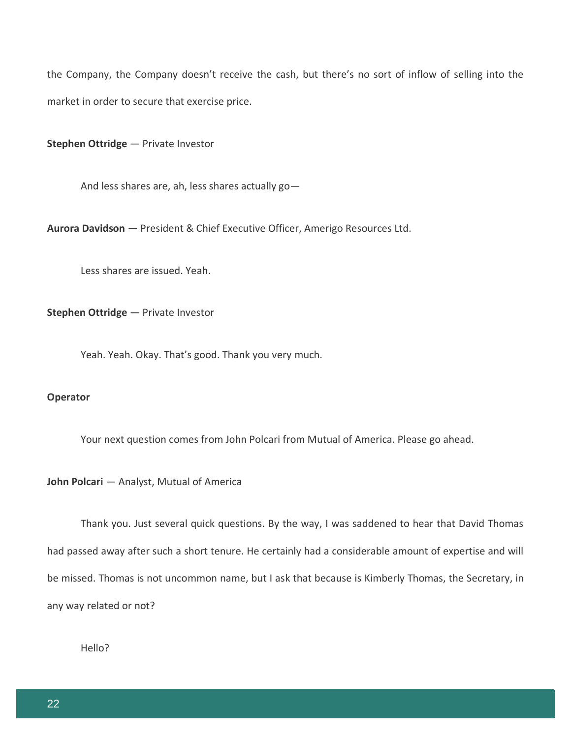the Company, the Company doesn't receive the cash, but there's no sort of inflow of selling into the market in order to secure that exercise price.

**Stephen Ottridge** — Private Investor

And less shares are, ah, less shares actually go—

**Aurora Davidson** — President & Chief Executive Officer, Amerigo Resources Ltd.

Less shares are issued. Yeah.

**Stephen Ottridge** — Private Investor

Yeah. Yeah. Okay. That's good. Thank you very much.

**Operator**

Your next question comes from John Polcari from Mutual of America. Please go ahead.

**John Polcari** — Analyst, Mutual of America

Thank you. Just several quick questions. By the way, I was saddened to hear that David Thomas had passed away after such a short tenure. He certainly had a considerable amount of expertise and will be missed. Thomas is not uncommon name, but I ask that because is Kimberly Thomas, the Secretary, in any way related or not?

Hello?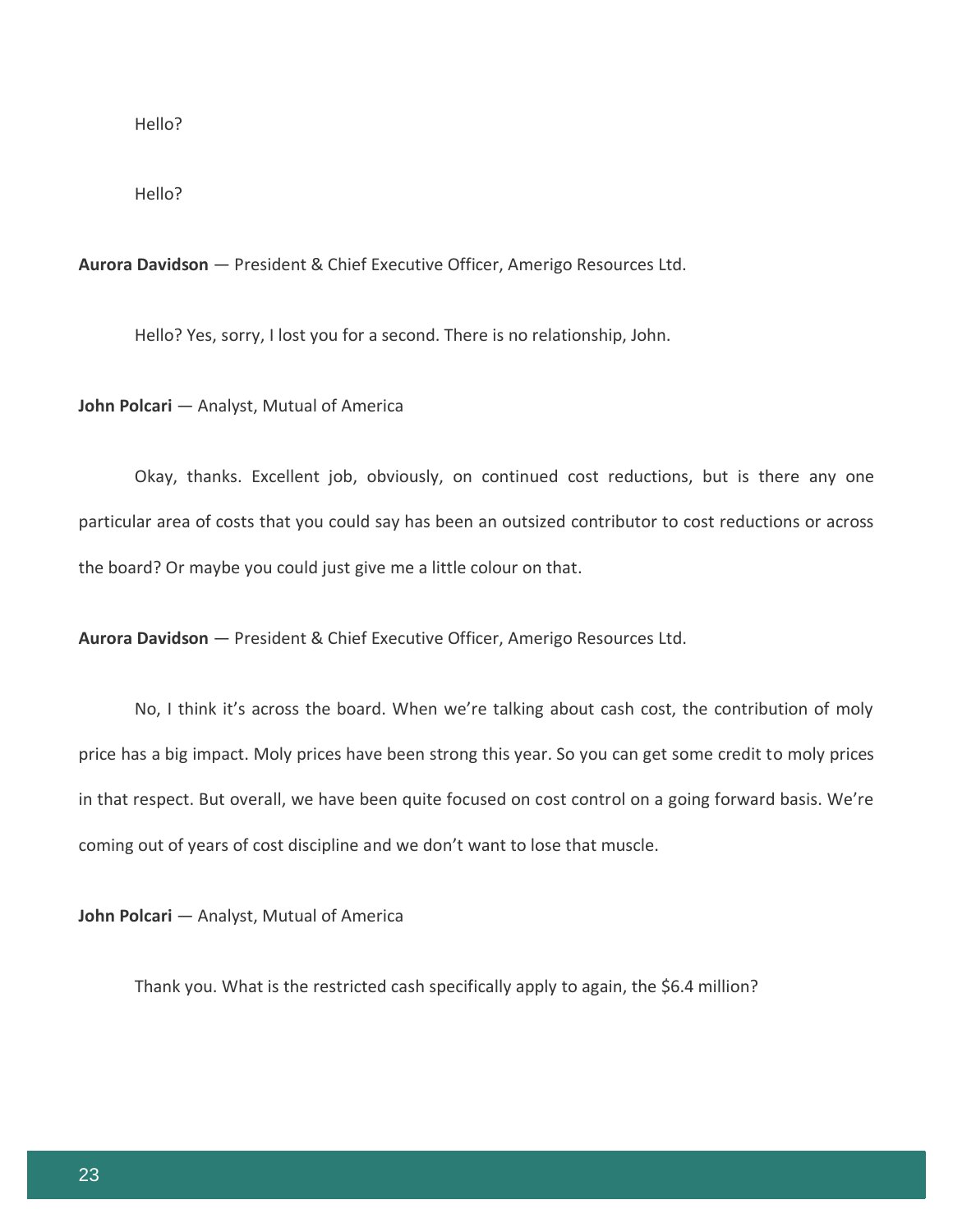Hello?

Hello?

**Aurora Davidson** — President & Chief Executive Officer, Amerigo Resources Ltd.

Hello? Yes, sorry, I lost you for a second. There is no relationship, John.

**John Polcari** — Analyst, Mutual of America

Okay, thanks. Excellent job, obviously, on continued cost reductions, but is there any one particular area of costs that you could say has been an outsized contributor to cost reductions or across the board? Or maybe you could just give me a little colour on that.

**Aurora Davidson** — President & Chief Executive Officer, Amerigo Resources Ltd.

No, I think it's across the board. When we're talking about cash cost, the contribution of moly price has a big impact. Moly prices have been strong this year. So you can get some credit to moly prices in that respect. But overall, we have been quite focused on cost control on a going forward basis. We're coming out of years of cost discipline and we don't want to lose that muscle.

**John Polcari** — Analyst, Mutual of America

Thank you. What is the restricted cash specifically apply to again, the $6.4 million?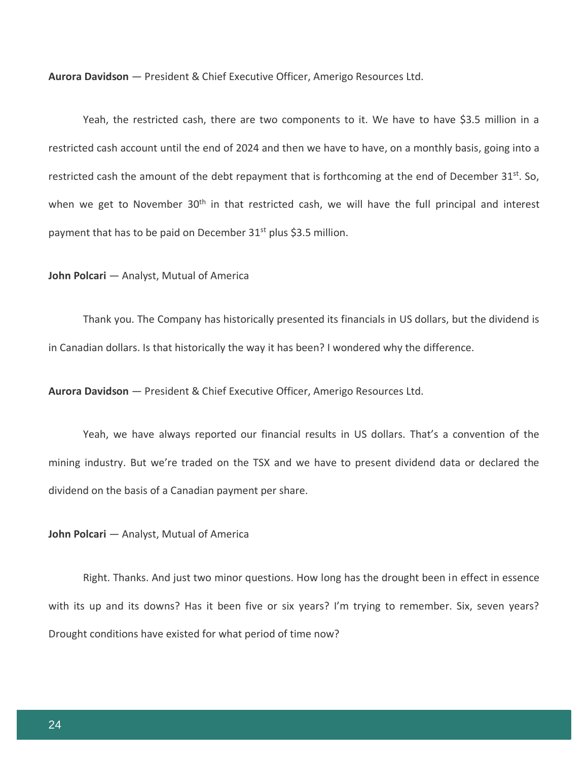**Aurora Davidson** — President & Chief Executive Officer, Amerigo Resources Ltd.

Yeah, the restricted cash, there are two components to it. We have to have $3.5 million in a restricted cash account until the end of 2024 and then we have to have, on a monthly basis, going into a restricted cash the amount of the debt repayment that is forthcoming at the end of December 31st. So, when we get to November 30th in that restricted cash, we will have the full principal and interest payment that has to be paid on December 31st plus $3.5 million.

**John Polcari** — Analyst, Mutual of America

Thank you. The Company has historically presented its financials in US dollars, but the dividend is in Canadian dollars. Is that historically the way it has been? I wondered why the difference.

**Aurora Davidson** — President & Chief Executive Officer, Amerigo Resources Ltd.

Yeah, we have always reported our financial results in US dollars. That's a convention of the mining industry. But we're traded on the TSX and we have to present dividend data or declared the dividend on the basis of a Canadian payment per share.

**John Polcari** — Analyst, Mutual of America

Right. Thanks. And just two minor questions. How long has the drought been in effect in essence with its up and its downs? Has it been five or six years? I'm trying to remember. Six, seven years? Drought conditions have existed for what period of time now?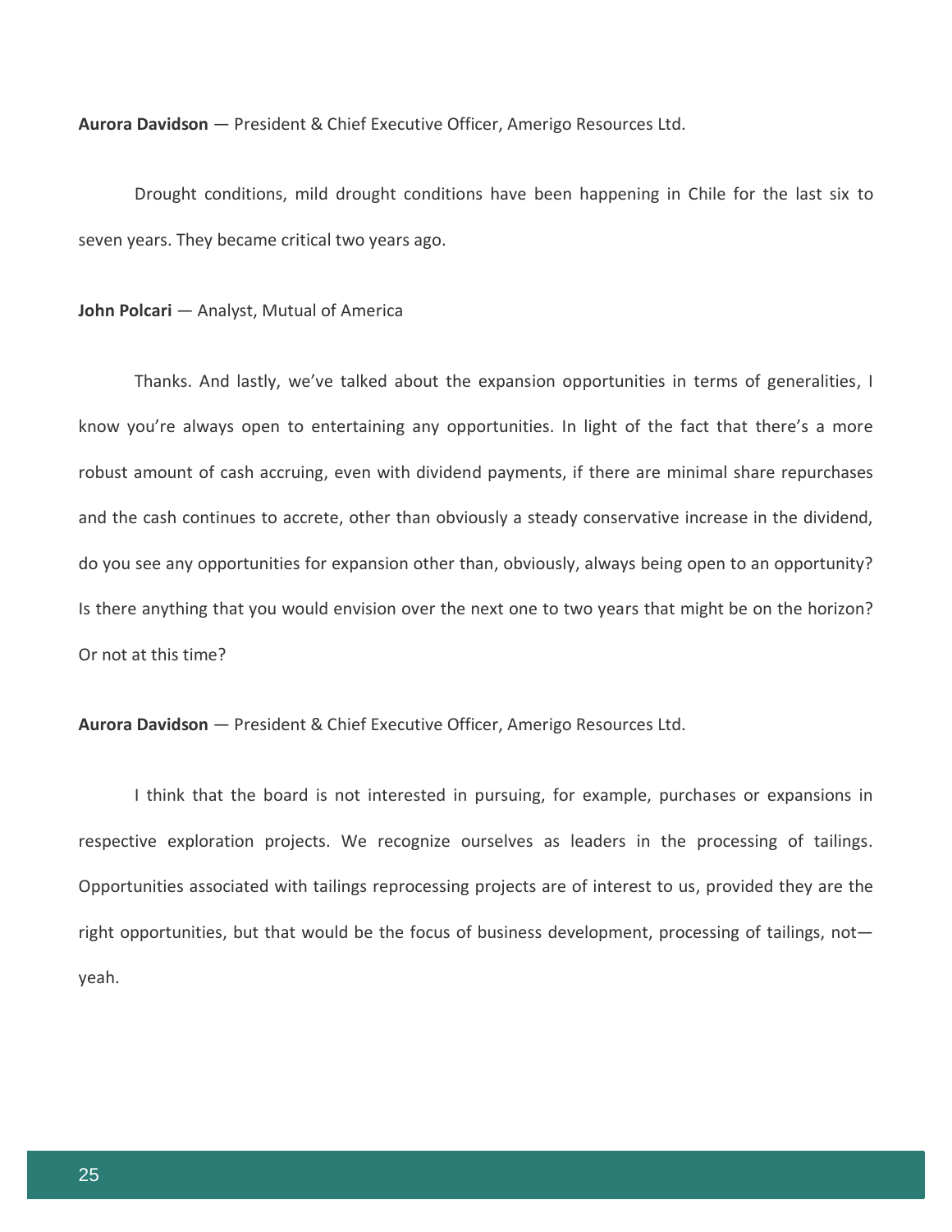**Aurora Davidson** — President & Chief Executive Officer, Amerigo Resources Ltd.

Drought conditions, mild drought conditions have been happening in Chile for the last six to seven years. They became critical two years ago.

**John Polcari** — Analyst, Mutual of America

Thanks. And lastly, we've talked about the expansion opportunities in terms of generalities, I know you're always open to entertaining any opportunities. In light of the fact that there's a more robust amount of cash accruing, even with dividend payments, if there are minimal share repurchases and the cash continues to accrete, other than obviously a steady conservative increase in the dividend, do you see any opportunities for expansion other than, obviously, always being open to an opportunity? Is there anything that you would envision over the next one to two years that might be on the horizon? Or not at this time?

**Aurora Davidson** — President & Chief Executive Officer, Amerigo Resources Ltd.

I think that the board is not interested in pursuing, for example, purchases or expansions in respective exploration projects. We recognize ourselves as leaders in the processing of tailings. Opportunities associated with tailings reprocessing projects are of interest to us, provided they are the right opportunities, but that would be the focus of business development, processing of tailings, not—yeah.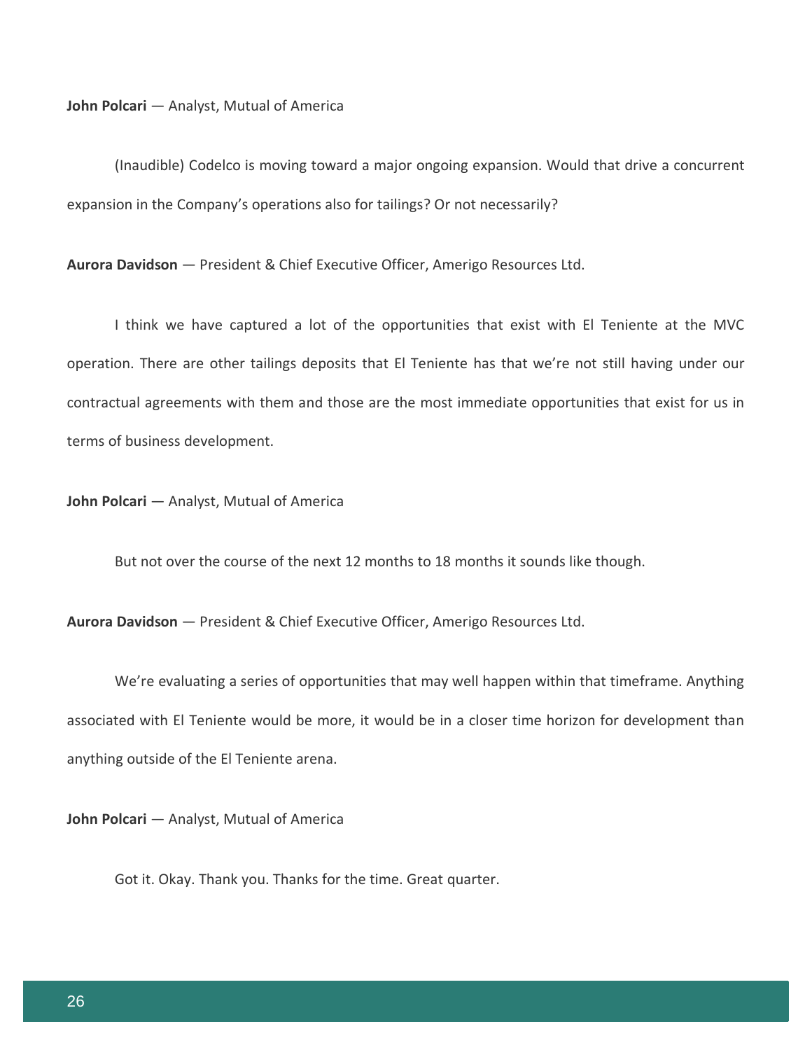**John Polcari** — Analyst, Mutual of America

(Inaudible) Codelco is moving toward a major ongoing expansion. Would that drive a concurrent expansion in the Company's operations also for tailings? Or not necessarily?

**Aurora Davidson** — President & Chief Executive Officer, Amerigo Resources Ltd.

I think we have captured a lot of the opportunities that exist with El Teniente at the MVC operation. There are other tailings deposits that El Teniente has that we're not still having under our contractual agreements with them and those are the most immediate opportunities that exist for us in terms of business development.

**John Polcari** — Analyst, Mutual of America

But not over the course of the next 12 months to 18 months it sounds like though.

**Aurora Davidson** — President & Chief Executive Officer, Amerigo Resources Ltd.

We're evaluating a series of opportunities that may well happen within that timeframe. Anything associated with El Teniente would be more, it would be in a closer time horizon for development than anything outside of the El Teniente arena.

**John Polcari** — Analyst, Mutual of America

Got it. Okay. Thank you. Thanks for the time. Great quarter.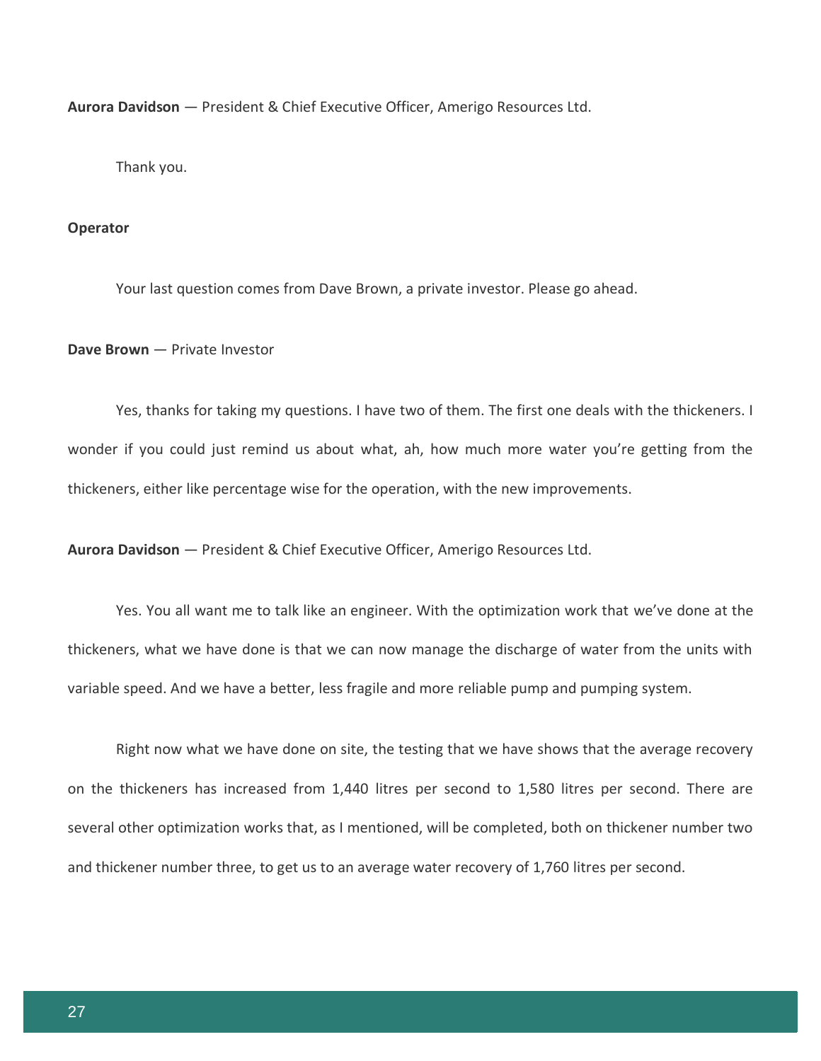**Aurora Davidson** — President & Chief Executive Officer, Amerigo Resources Ltd.

Thank you.

**Operator**

Your last question comes from Dave Brown, a private investor. Please go ahead.

**Dave Brown** — Private Investor

Yes, thanks for taking my questions. I have two of them. The first one deals with the thickeners. I wonder if you could just remind us about what, ah, how much more water you're getting from the thickeners, either like percentage wise for the operation, with the new improvements.

**Aurora Davidson** — President & Chief Executive Officer, Amerigo Resources Ltd.

Yes. You all want me to talk like an engineer. With the optimization work that we've done at the thickeners, what we have done is that we can now manage the discharge of water from the units with variable speed. And we have a better, less fragile and more reliable pump and pumping system.

Right now what we have done on site, the testing that we have shows that the average recovery on the thickeners has increased from 1,440 litres per second to 1,580 litres per second. There are several other optimization works that, as I mentioned, will be completed, both on thickener number two and thickener number three, to get us to an average water recovery of 1,760 litres per second.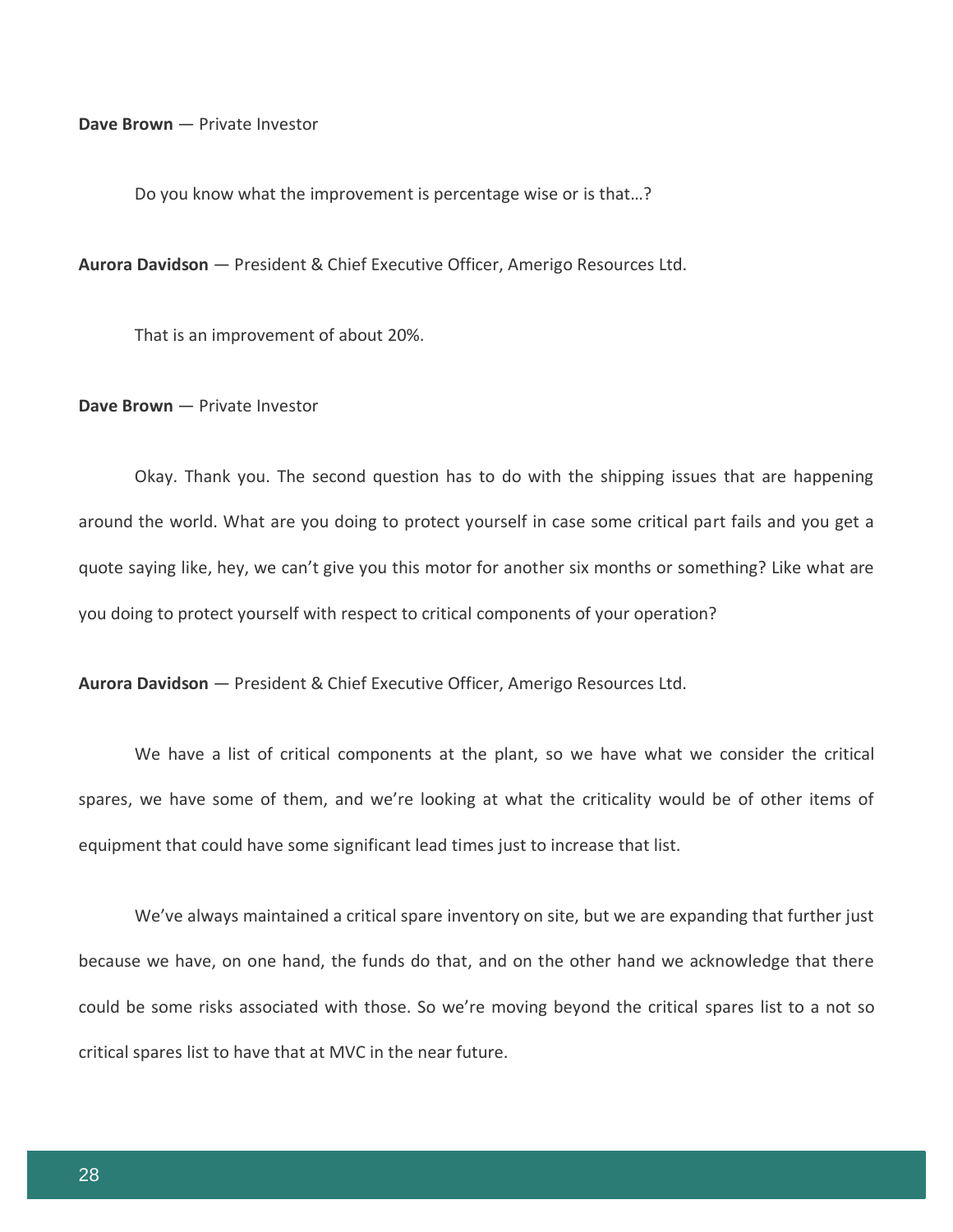**Dave Brown** — Private Investor

Do you know what the improvement is percentage wise or is that…?

**Aurora Davidson** — President & Chief Executive Officer, Amerigo Resources Ltd.

That is an improvement of about 20%.

**Dave Brown** — Private Investor

Okay. Thank you. The second question has to do with the shipping issues that are happening around the world. What are you doing to protect yourself in case some critical part fails and you get a quote saying like, hey, we can't give you this motor for another six months or something? Like what are you doing to protect yourself with respect to critical components of your operation?

**Aurora Davidson** — President & Chief Executive Officer, Amerigo Resources Ltd.

We have a list of critical components at the plant, so we have what we consider the critical spares, we have some of them, and we're looking at what the criticality would be of other items of equipment that could have some significant lead times just to increase that list.

We've always maintained a critical spare inventory on site, but we are expanding that further just because we have, on one hand, the funds do that, and on the other hand we acknowledge that there could be some risks associated with those. So we're moving beyond the critical spares list to a not so critical spares list to have that at MVC in the near future.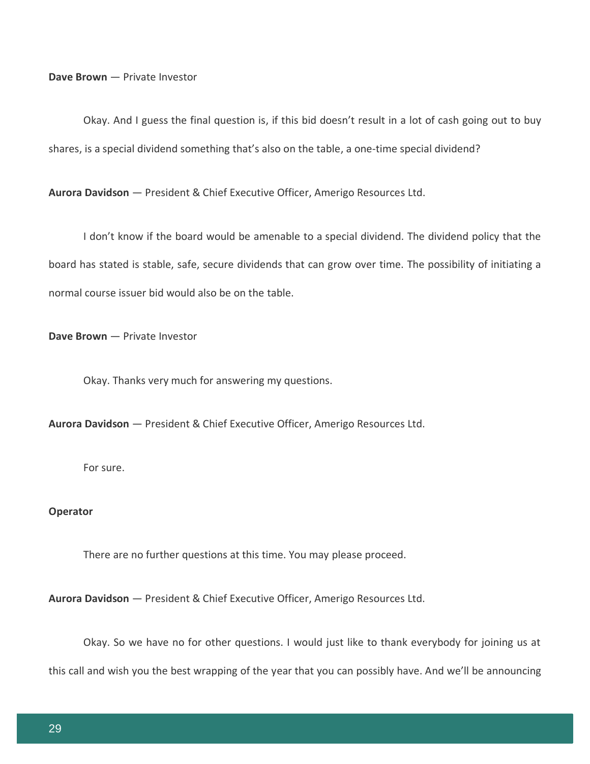**Dave Brown** — Private Investor

Okay. And I guess the final question is, if this bid doesn't result in a lot of cash going out to buy shares, is a special dividend something that's also on the table, a one-time special dividend?

**Aurora Davidson** — President & Chief Executive Officer, Amerigo Resources Ltd.

I don't know if the board would be amenable to a special dividend. The dividend policy that the board has stated is stable, safe, secure dividends that can grow over time. The possibility of initiating a normal course issuer bid would also be on the table.

**Dave Brown** — Private Investor

Okay. Thanks very much for answering my questions.

**Aurora Davidson** — President & Chief Executive Officer, Amerigo Resources Ltd.

For sure.

**Operator**

There are no further questions at this time. You may please proceed.

**Aurora Davidson** — President & Chief Executive Officer, Amerigo Resources Ltd.

Okay. So we have no for other questions. I would just like to thank everybody for joining us at this call and wish you the best wrapping of the year that you can possibly have. And we'll be announcing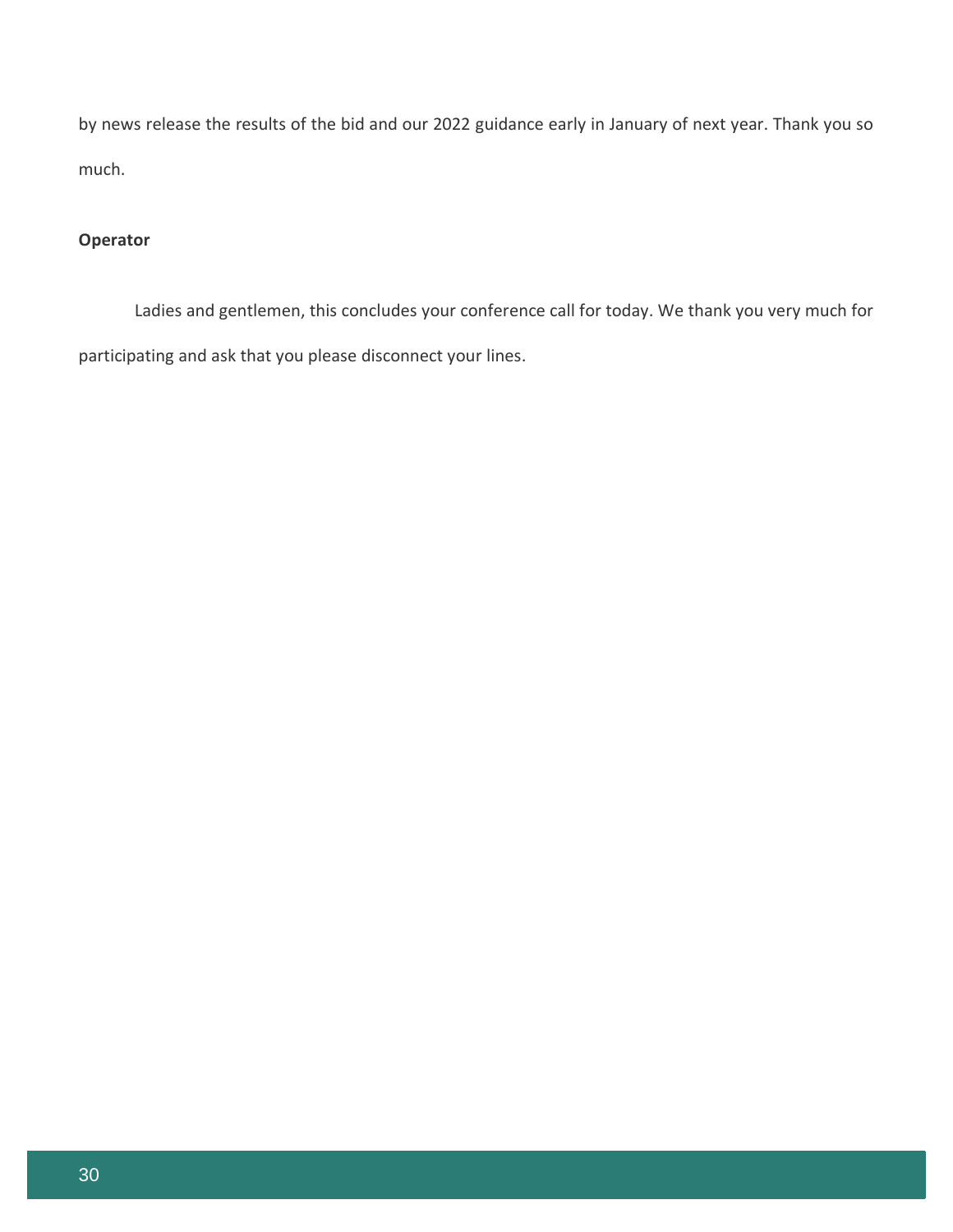by news release the results of the bid and our 2022 guidance early in January of next year. Thank you so much.

**Operator**

Ladies and gentlemen, this concludes your conference call for today. We thank you very much for participating and ask that you please disconnect your lines.